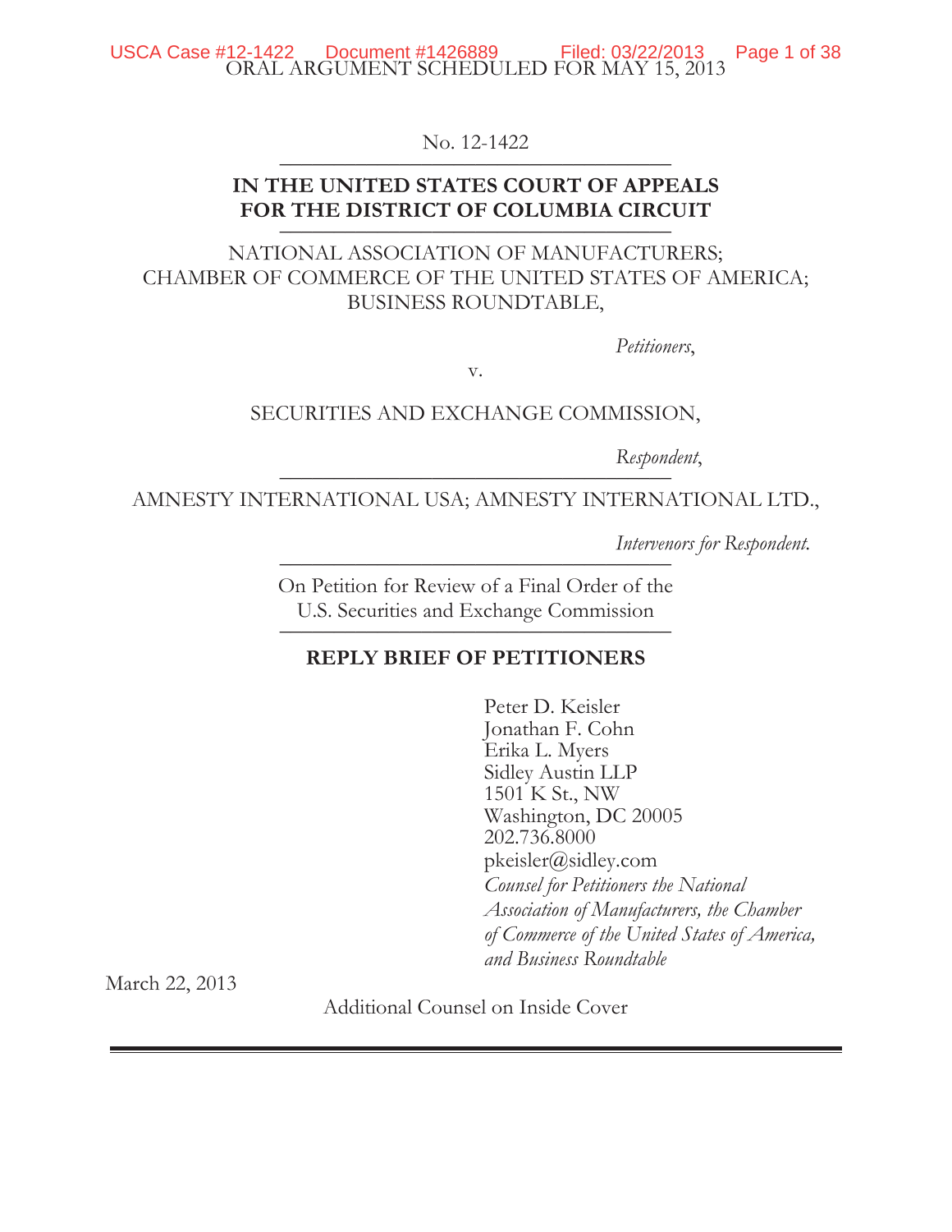ORAL ARGUMENT SCHEDULED FOR MAY 15, 2013

No. 12-1422

**IN THE UNITED STATES COURT OF APPEALS FOR THE DISTRICT OF COLUMBIA CIRCUIT**

NATIONAL ASSOCIATION OF MANUFACTURERS; CHAMBER OF COMMERCE OF THE UNITED STATES OF AMERICA; BUSINESS ROUNDTABLE,

*Petitioners*,

v.

SECURITIES AND EXCHANGE COMMISSION,

*Respondent*,

AMNESTY INTERNATIONAL USA; AMNESTY INTERNATIONAL LTD.,

*Intervenors for Respondent.*

On Petition for Review of a Final Order of the U.S. Securities and Exchange Commission

**REPLY BRIEF OF PETITIONERS**

Peter D. Keisler
Jonathan F. Cohn
Erika L. Myers
Sidley Austin LLP
1501 K St., NW
Washington, DC 20005
202.736.8000
pkeisler@sidley.com
*Counsel for Petitioners the National Association of Manufacturers, the Chamber of Commerce of the United States of America, and Business Roundtable*

March 22, 2013

Additional Counsel on Inside Cover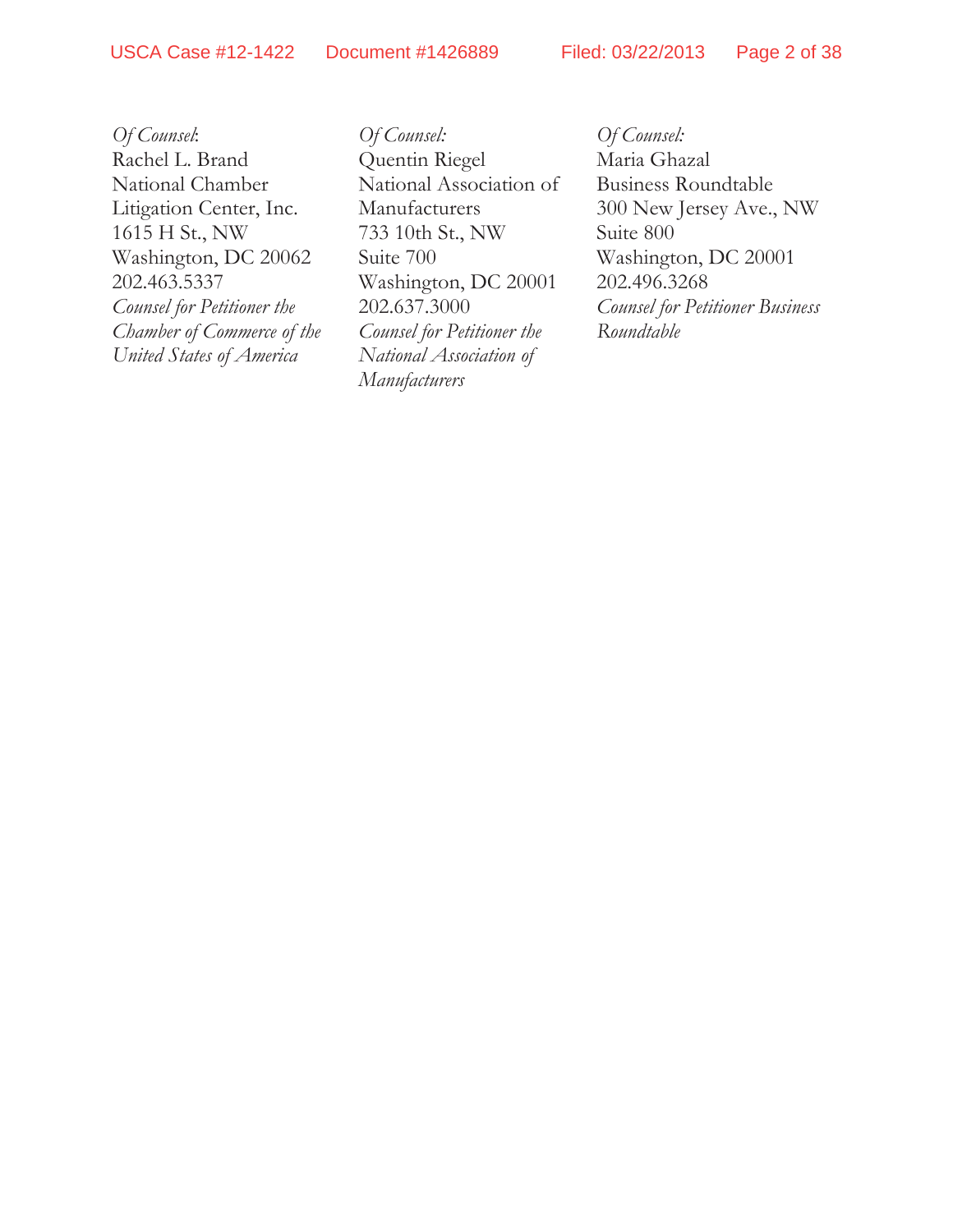*Of Counsel*:
Rachel L. Brand
National Chamber Litigation Center, Inc.
1615 H St., NW
Washington, DC 20062
202.463.5337
*Counsel for Petitioner the Chamber of Commerce of the United States of America*

*Of Counsel:*
Quentin Riegel
National Association of Manufacturers
733 10th St., NW
Suite 700
Washington, DC 20001
202.637.3000
*Counsel for Petitioner the National Association of Manufacturers*

*Of Counsel:*
Maria Ghazal
Business Roundtable
300 New Jersey Ave., NW
Suite 800
Washington, DC 20001
202.496.3268
*Counsel for Petitioner Business Roundtable*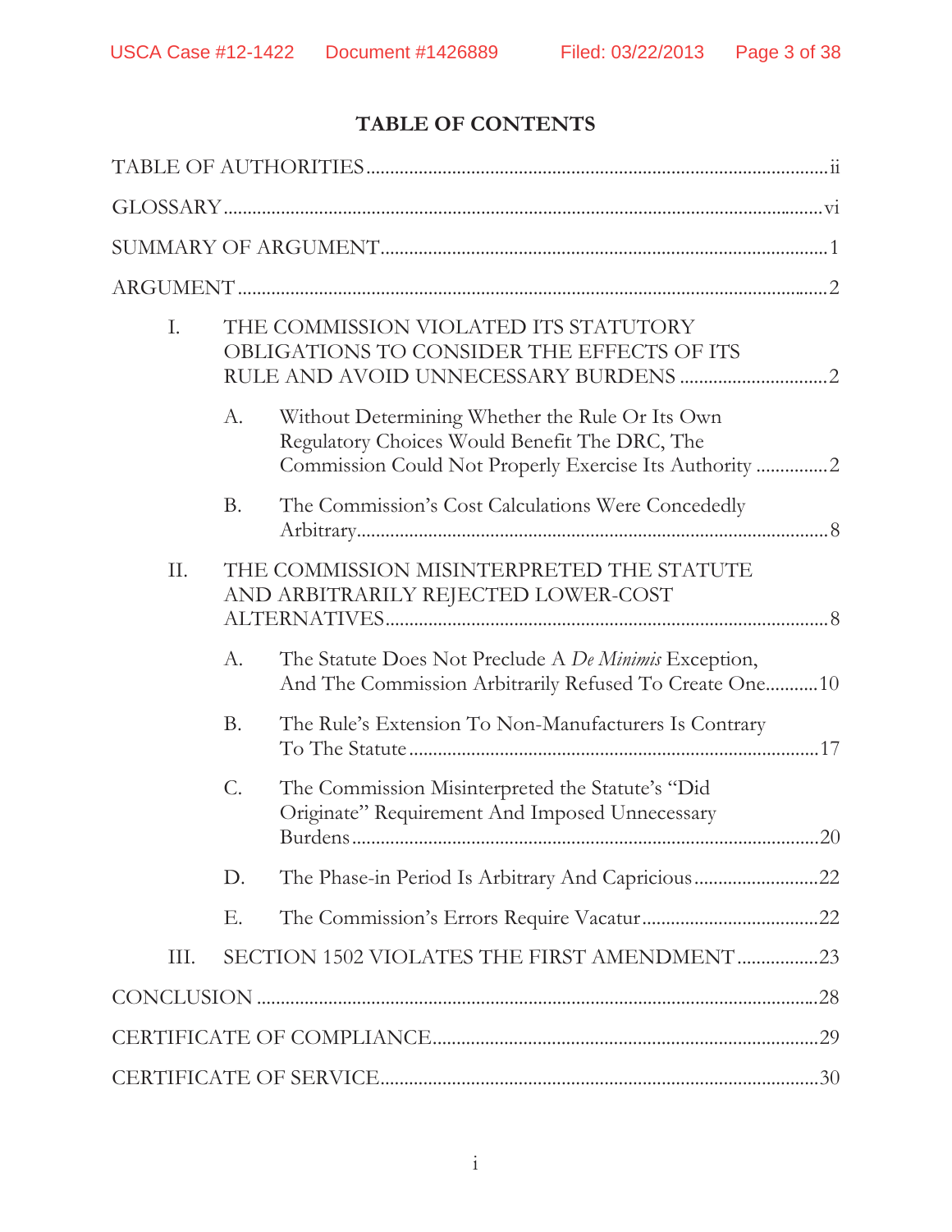# TABLE OF CONTENTS

TABLE OF AUTHORITIES ..... ii

GLOSSARY ..... vi

SUMMARY OF ARGUMENT ..... 1

ARGUMENT ..... 2

- I. THE COMMISSION VIOLATED ITS STATUTORY OBLIGATIONS TO CONSIDER THE EFFECTS OF ITS RULE AND AVOID UNNECESSARY BURDENS ..... 2
  - A. Without Determining Whether the Rule Or Its Own Regulatory Choices Would Benefit The DRC, The Commission Could Not Properly Exercise Its Authority ..... 2
  - B. The Commission's Cost Calculations Were Concededly Arbitrary ..... 8
- II. THE COMMISSION MISINTERPRETED THE STATUTE AND ARBITRARILY REJECTED LOWER-COST ALTERNATIVES ..... 8
  - A. The Statute Does Not Preclude A *De Minimis* Exception, And The Commission Arbitrarily Refused To Create One ..... 10
  - B. The Rule's Extension To Non-Manufacturers Is Contrary To The Statute ..... 17
  - C. The Commission Misinterpreted the Statute's "Did Originate" Requirement And Imposed Unnecessary Burdens ..... 20
  - D. The Phase-in Period Is Arbitrary And Capricious ..... 22
  - E. The Commission's Errors Require Vacatur ..... 22
- III. SECTION 1502 VIOLATES THE FIRST AMENDMENT ..... 23

CONCLUSION ..... 28

CERTIFICATE OF COMPLIANCE ..... 29

CERTIFICATE OF SERVICE ..... 30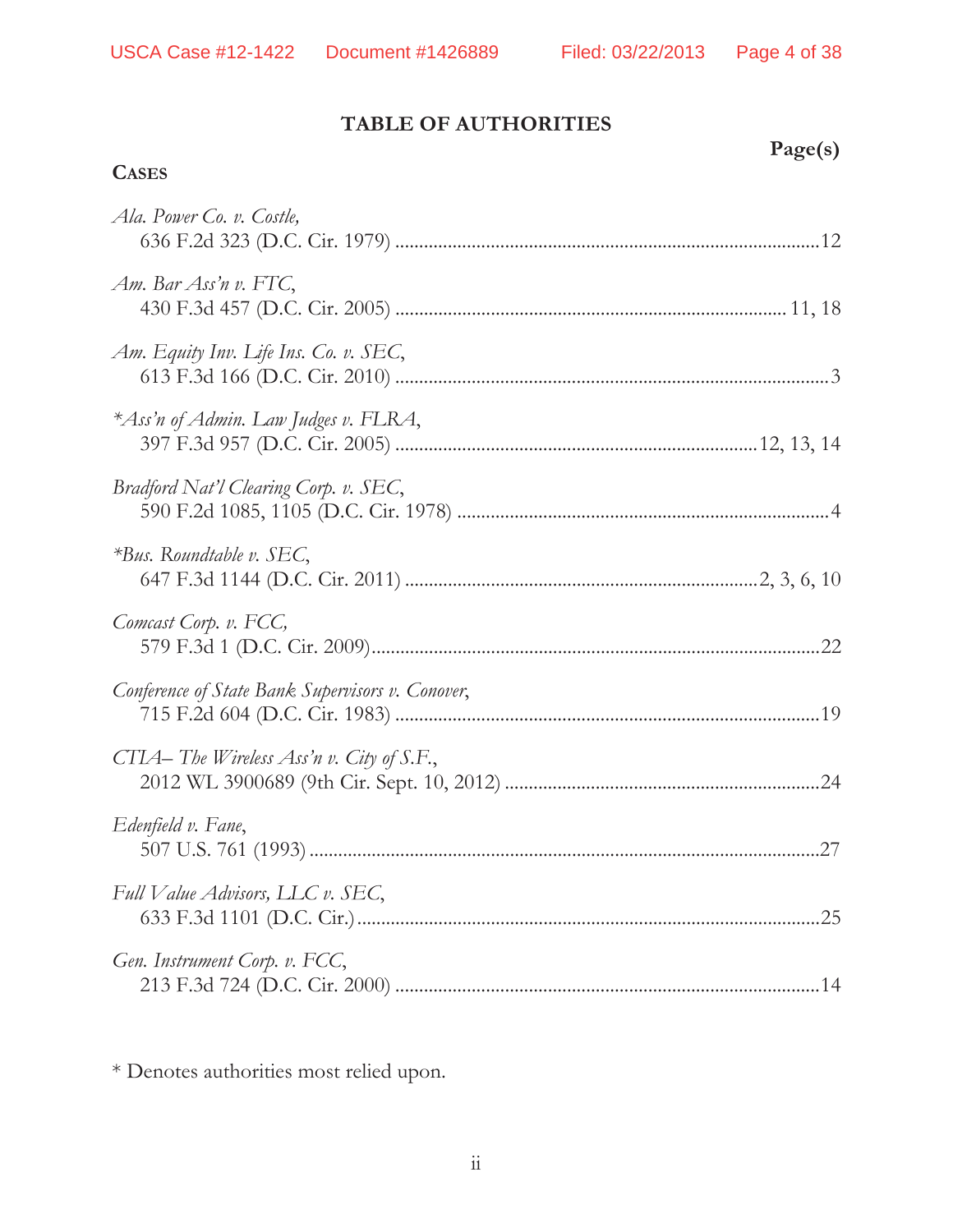## TABLE OF AUTHORITIES

**CASES** — **Page(s)**

*Ala. Power Co. v. Costle*,
636 F.2d 323 (D.C. Cir. 1979) .......... 12

*Am. Bar Ass'n v. FTC*,
430 F.3d 457 (D.C. Cir. 2005) .......... 11, 18

*Am. Equity Inv. Life Ins. Co. v. SEC*,
613 F.3d 166 (D.C. Cir. 2010) .......... 3

**Ass'n of Admin. Law Judges v. FLRA*,
397 F.3d 957 (D.C. Cir. 2005) .......... 12, 13, 14

*Bradford Nat'l Clearing Corp. v. SEC*,
590 F.2d 1085, 1105 (D.C. Cir. 1978) .......... 4

**Bus. Roundtable v. SEC*,
647 F.3d 1144 (D.C. Cir. 2011) .......... 2, 3, 6, 10

*Comcast Corp. v. FCC*,
579 F.3d 1 (D.C. Cir. 2009) .......... 22

*Conference of State Bank Supervisors v. Conover*,
715 F.2d 604 (D.C. Cir. 1983) .......... 19

*CTIA– The Wireless Ass'n v. City of S.F.*,
2012 WL 3900689 (9th Cir. Sept. 10, 2012) .......... 24

*Edenfield v. Fane*,
507 U.S. 761 (1993) .......... 27

*Full Value Advisors, LLC v. SEC*,
633 F.3d 1101 (D.C. Cir.) .......... 25

*Gen. Instrument Corp. v. FCC*,
213 F.3d 724 (D.C. Cir. 2000) .......... 14

\* Denotes authorities most relied upon.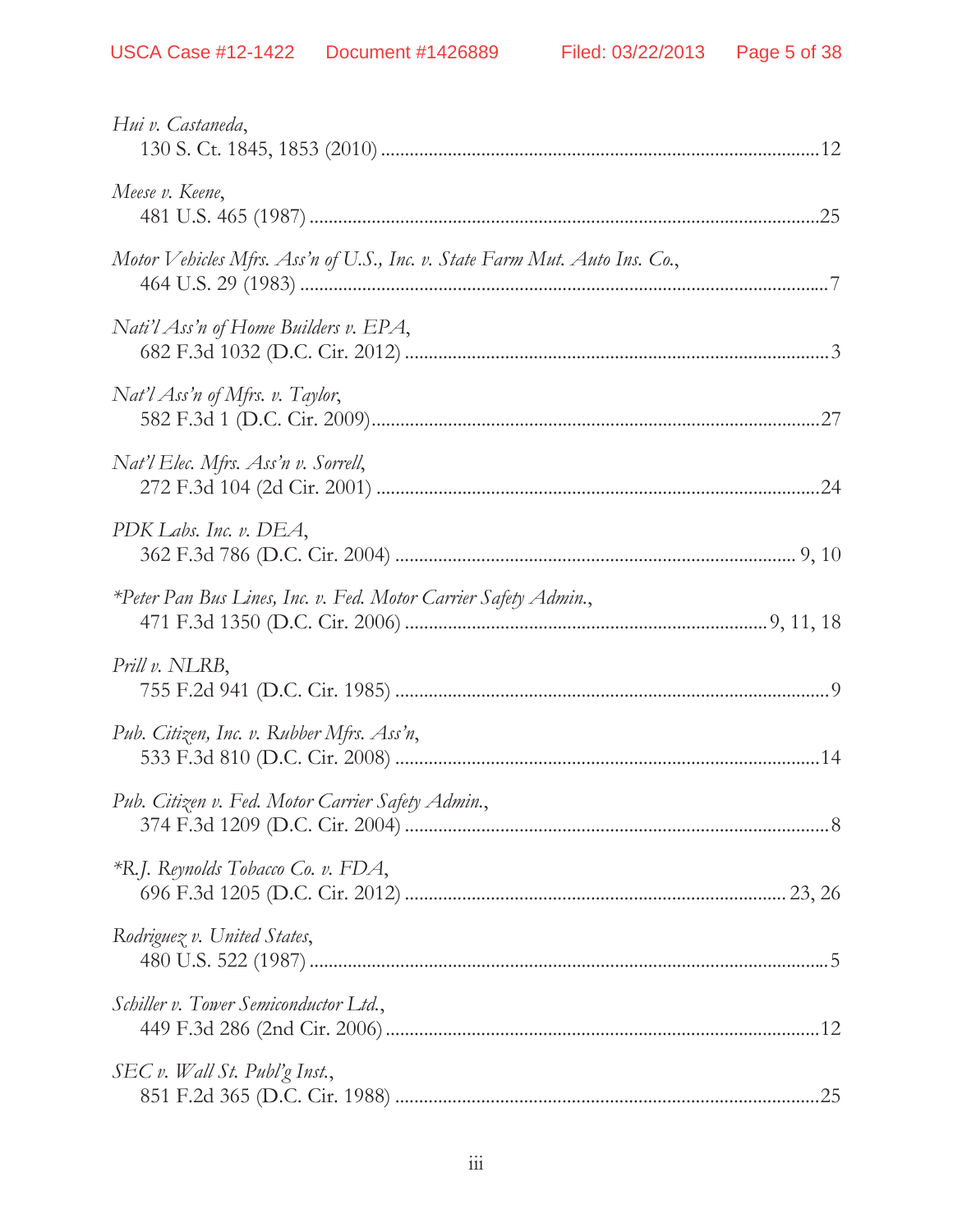*Hui v. Castaneda*,
130 S. Ct. 1845, 1853 (2010) ....................................................................................12

*Meese v. Keene*,
481 U.S. 465 (1987) ....................................................................................................25

*Motor Vehicles Mfrs. Ass'n of U.S., Inc. v. State Farm Mut. Auto Ins. Co.*,
464 U.S. 29 (1983) ........................................................................................................7

*Nati'l Ass'n of Home Builders v. EPA*,
682 F.3d 1032 (D.C. Cir. 2012) ...................................................................................3

*Nat'l Ass'n of Mfrs. v. Taylor*,
582 F.3d 1 (D.C. Cir. 2009).........................................................................................27

*Nat'l Elec. Mfrs. Ass'n v. Sorrell*,
272 F.3d 104 (2d Cir. 2001) ........................................................................................24

*PDK Labs. Inc. v. DEA*,
362 F.3d 786 (D.C. Cir. 2004) ............................................................................. 9, 10

*\*Peter Pan Bus Lines, Inc. v. Fed. Motor Carrier Safety Admin.*,
471 F.3d 1350 (D.C. Cir. 2006) ...................................................................9, 11, 18

*Prill v. NLRB*,
755 F.2d 941 (D.C. Cir. 1985) ......................................................................................9

*Pub. Citizen, Inc. v. Rubber Mfrs. Ass'n*,
533 F.3d 810 (D.C. Cir. 2008) ....................................................................................14

*Pub. Citizen v. Fed. Motor Carrier Safety Admin.*,
374 F.3d 1209 (D.C. Cir. 2004) ....................................................................................8

*\*R.J. Reynolds Tobacco Co. v. FDA*,
696 F.3d 1205 (D.C. Cir. 2012) .......................................................................... 23, 26

*Rodriguez v. United States*,
480 U.S. 522 (1987) ......................................................................................................5

*Schiller v. Tower Semiconductor Ltd.*,
449 F.3d 286 (2nd Cir. 2006) .....................................................................................12

*SEC v. Wall St. Publ'g Inst.*,
851 F.2d 365 (D.C. Cir. 1988) ....................................................................................25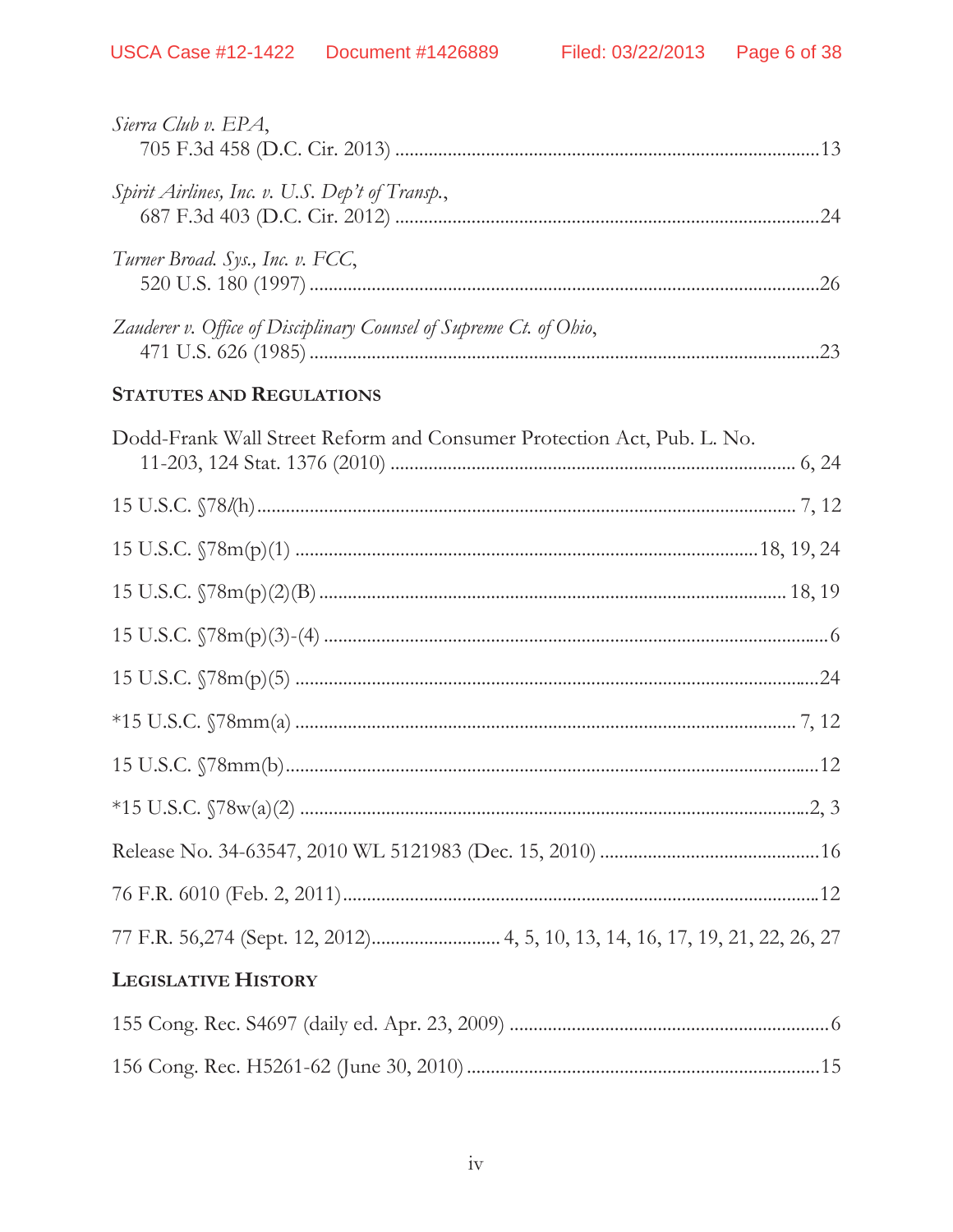*Sierra Club v. EPA*,
705 F.3d 458 (D.C. Cir. 2013) .......................................................................................13

*Spirit Airlines, Inc. v. U.S. Dep't of Transp.*,
687 F.3d 403 (D.C. Cir. 2012) .......................................................................................24

*Turner Broad. Sys., Inc. v. FCC*,
520 U.S. 180 (1997) .......................................................................................................26

*Zauderer v. Office of Disciplinary Counsel of Supreme Ct. of Ohio*,
471 U.S. 626 (1985) .......................................................................................................23

**STATUTES AND REGULATIONS**

Dodd-Frank Wall Street Reform and Consumer Protection Act, Pub. L. No.
11-203, 124 Stat. 1376 (2010) .................................................................................. 6, 24

15 U.S.C. §78*l*(h) ............................................................................................................ 7, 12

15 U.S.C. §78m(p)(1) ...............................................................................................18, 19, 24

15 U.S.C. §78m(p)(2)(B) ................................................................................................ 18, 19

15 U.S.C. §78m(p)(3)-(4) ....................................................................................................6

15 U.S.C. §78m(p)(5) ........................................................................................................24

*15 U.S.C. §78mm(a) ...................................................................................................... 7, 12

15 U.S.C. §78mm(b)............................................................................................................12

*15 U.S.C. §78w(a)(2) ........................................................................................................2, 3

Release No. 34-63547, 2010 WL 5121983 (Dec. 15, 2010) .............................................16

76 F.R. 6010 (Feb. 2, 2011)..................................................................................................12

77 F.R. 56,274 (Sept. 12, 2012)........................... 4, 5, 10, 13, 14, 16, 17, 19, 21, 22, 26, 27

**LEGISLATIVE HISTORY**

155 Cong. Rec. S4697 (daily ed. Apr. 23, 2009) ..................................................................6

156 Cong. Rec. H5261-62 (June 30, 2010) .........................................................................15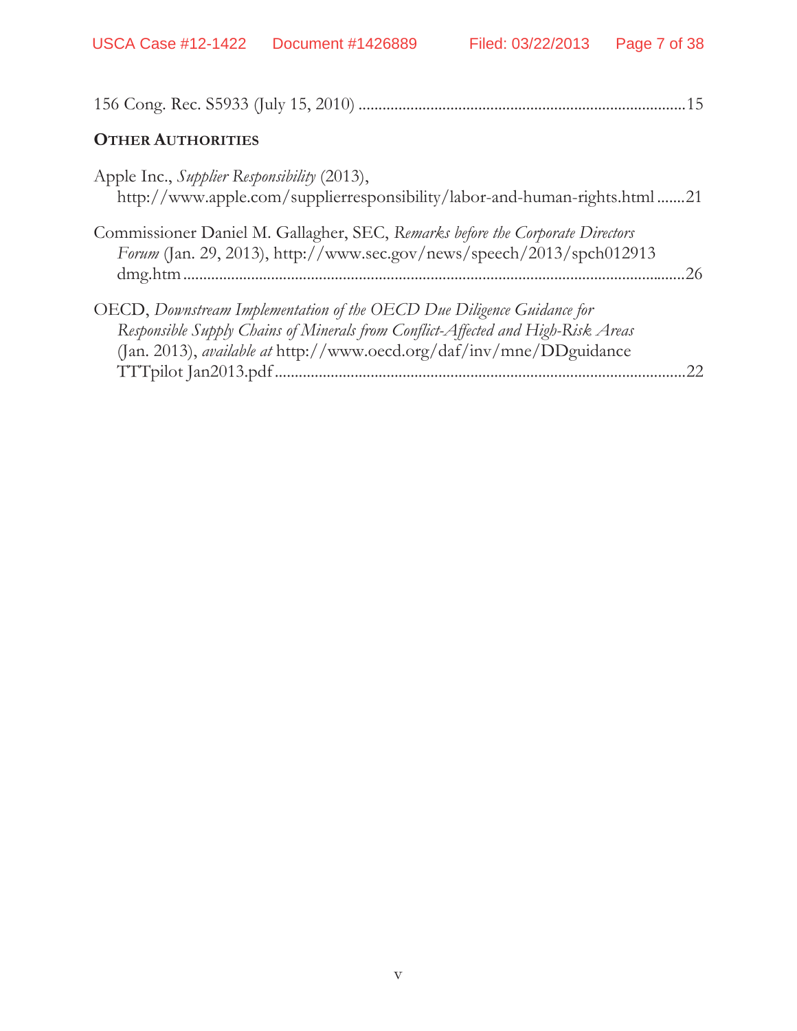156 Cong. Rec. S5933 (July 15, 2010) ....................................................................................15

**OTHER AUTHORITIES**

Apple Inc., *Supplier Responsibility* (2013), http://www.apple.com/supplierresponsibility/labor-and-human-rights.html .......21

Commissioner Daniel M. Gallagher, SEC, *Remarks before the Corporate Directors Forum* (Jan. 29, 2013), http://www.sec.gov/news/speech/2013/spch012913dmg.htm ...........................................................................................................................26

OECD, *Downstream Implementation of the OECD Due Diligence Guidance for Responsible Supply Chains of Minerals from Conflict-Affected and High-Risk Areas* (Jan. 2013), *available at* http://www.oecd.org/daf/inv/mne/DDguidance TTTpilot Jan2013.pdf ........................................................................................................22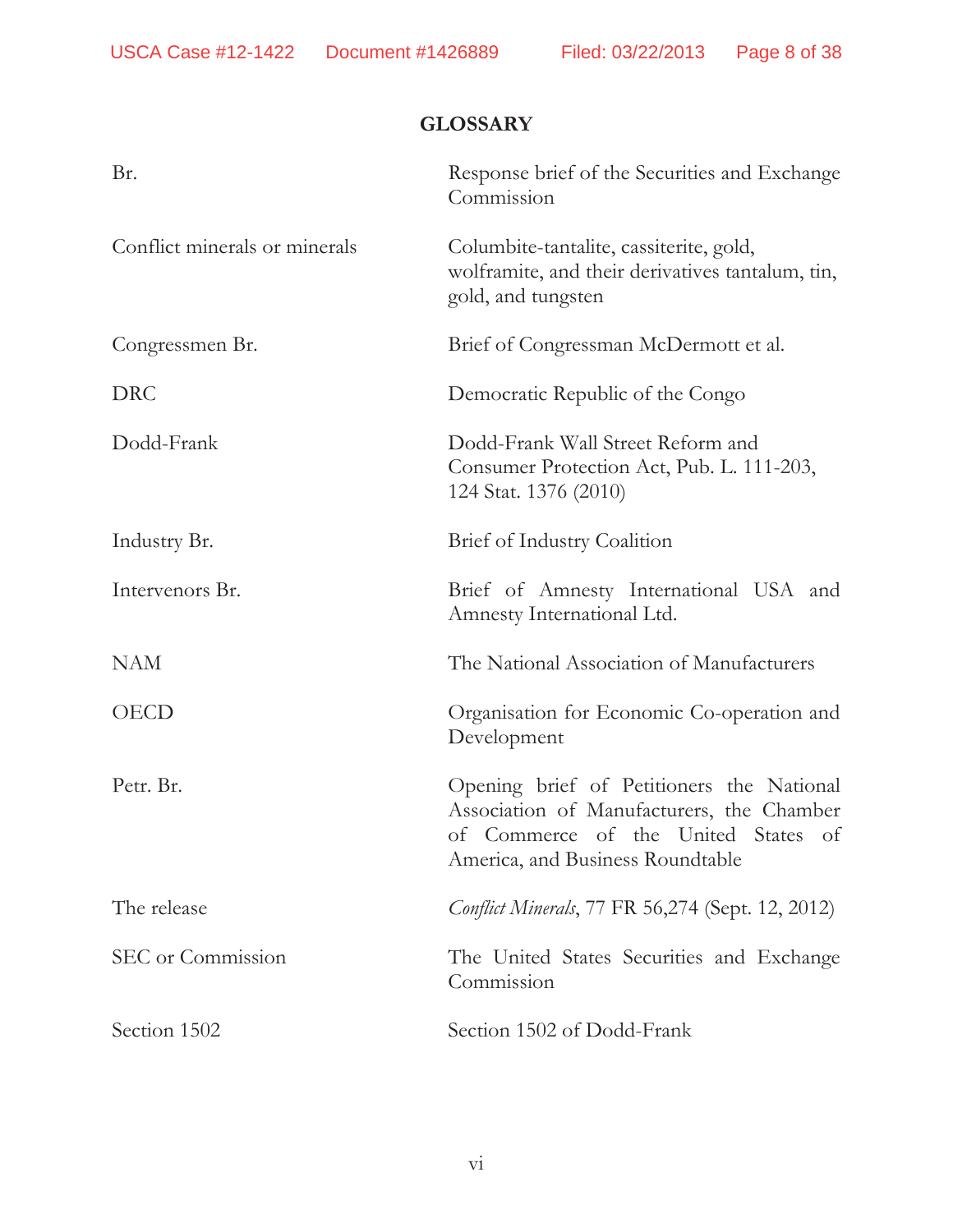## GLOSSARY

| | |
|---|---|
| Br. | Response brief of the Securities and Exchange Commission |
| Conflict minerals or minerals | Columbite-tantalite, cassiterite, gold, wolframite, and their derivatives tantalum, tin, gold, and tungsten |
| Congressmen Br. | Brief of Congressman McDermott et al. |
| DRC | Democratic Republic of the Congo |
| Dodd-Frank | Dodd-Frank Wall Street Reform and Consumer Protection Act, Pub. L. 111-203, 124 Stat. 1376 (2010) |
| Industry Br. | Brief of Industry Coalition |
| Intervenors Br. | Brief of Amnesty International USA and Amnesty International Ltd. |
| NAM | The National Association of Manufacturers |
| OECD | Organisation for Economic Co-operation and Development |
| Petr. Br. | Opening brief of Petitioners the National Association of Manufacturers, the Chamber of Commerce of the United States of America, and Business Roundtable |
| The release | *Conflict Minerals*, 77 FR 56,274 (Sept. 12, 2012) |
| SEC or Commission | The United States Securities and Exchange Commission |
| Section 1502 | Section 1502 of Dodd-Frank |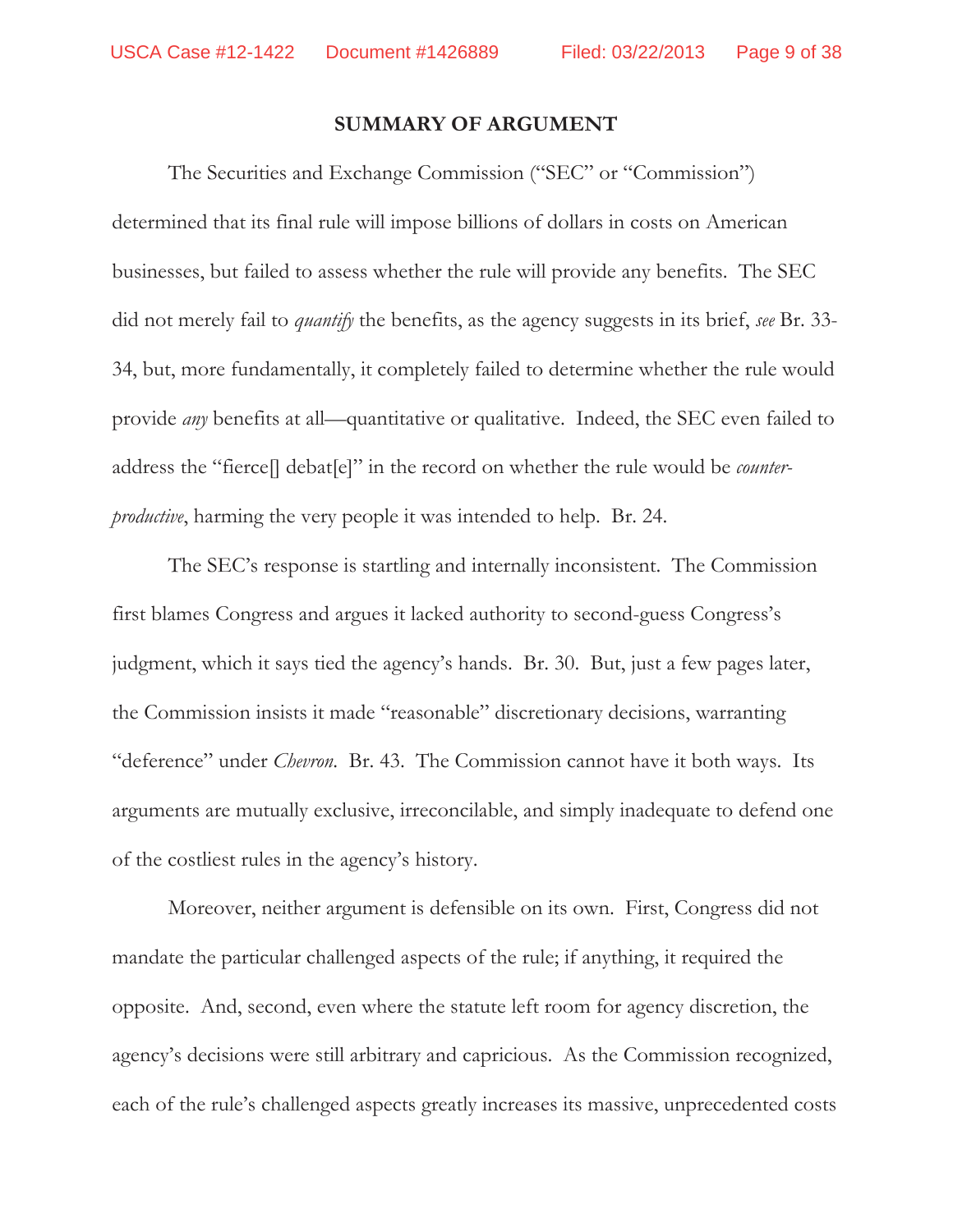## SUMMARY OF ARGUMENT

The Securities and Exchange Commission ("SEC" or "Commission") determined that its final rule will impose billions of dollars in costs on American businesses, but failed to assess whether the rule will provide any benefits. The SEC did not merely fail to *quantify* the benefits, as the agency suggests in its brief, *see* Br. 33-34, but, more fundamentally, it completely failed to determine whether the rule would provide *any* benefits at all—quantitative or qualitative. Indeed, the SEC even failed to address the "fierce[] debat[e]" in the record on whether the rule would be *counter-productive*, harming the very people it was intended to help. Br. 24.

The SEC's response is startling and internally inconsistent. The Commission first blames Congress and argues it lacked authority to second-guess Congress's judgment, which it says tied the agency's hands. Br. 30. But, just a few pages later, the Commission insists it made "reasonable" discretionary decisions, warranting "deference" under *Chevron*. Br. 43. The Commission cannot have it both ways. Its arguments are mutually exclusive, irreconcilable, and simply inadequate to defend one of the costliest rules in the agency's history.

Moreover, neither argument is defensible on its own. First, Congress did not mandate the particular challenged aspects of the rule; if anything, it required the opposite. And, second, even where the statute left room for agency discretion, the agency's decisions were still arbitrary and capricious. As the Commission recognized, each of the rule's challenged aspects greatly increases its massive, unprecedented costs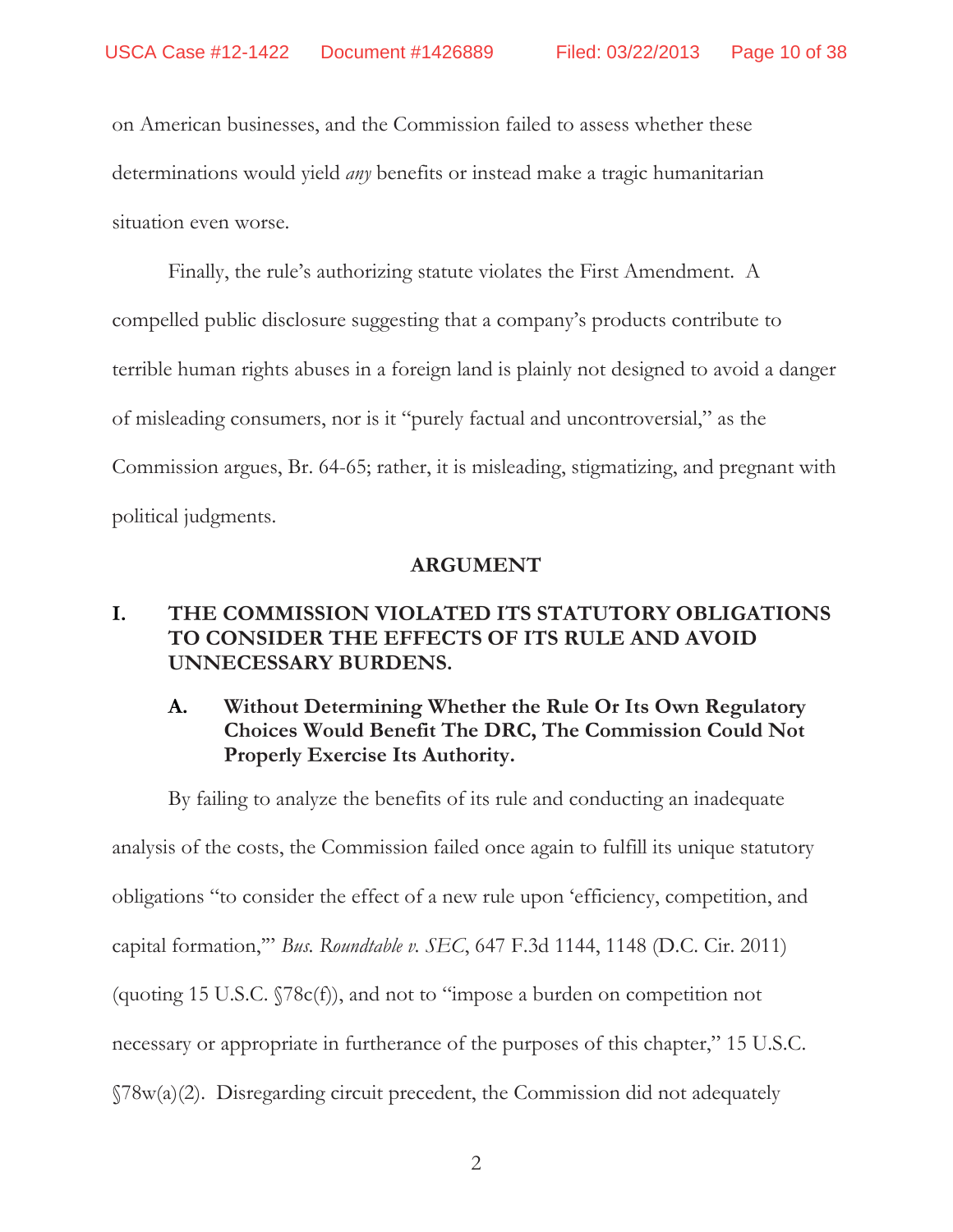on American businesses, and the Commission failed to assess whether these determinations would yield *any* benefits or instead make a tragic humanitarian situation even worse.

Finally, the rule's authorizing statute violates the First Amendment. A compelled public disclosure suggesting that a company's products contribute to terrible human rights abuses in a foreign land is plainly not designed to avoid a danger of misleading consumers, nor is it "purely factual and uncontroversial," as the Commission argues, Br. 64-65; rather, it is misleading, stigmatizing, and pregnant with political judgments.

## ARGUMENT

### I. THE COMMISSION VIOLATED ITS STATUTORY OBLIGATIONS TO CONSIDER THE EFFECTS OF ITS RULE AND AVOID UNNECESSARY BURDENS.

#### A. Without Determining Whether the Rule Or Its Own Regulatory Choices Would Benefit The DRC, The Commission Could Not Properly Exercise Its Authority.

By failing to analyze the benefits of its rule and conducting an inadequate analysis of the costs, the Commission failed once again to fulfill its unique statutory obligations "to consider the effect of a new rule upon 'efficiency, competition, and capital formation,'" *Bus. Roundtable v. SEC*, 647 F.3d 1144, 1148 (D.C. Cir. 2011) (quoting 15 U.S.C. §78c(f)), and not to "impose a burden on competition not necessary or appropriate in furtherance of the purposes of this chapter," 15 U.S.C. §78w(a)(2). Disregarding circuit precedent, the Commission did not adequately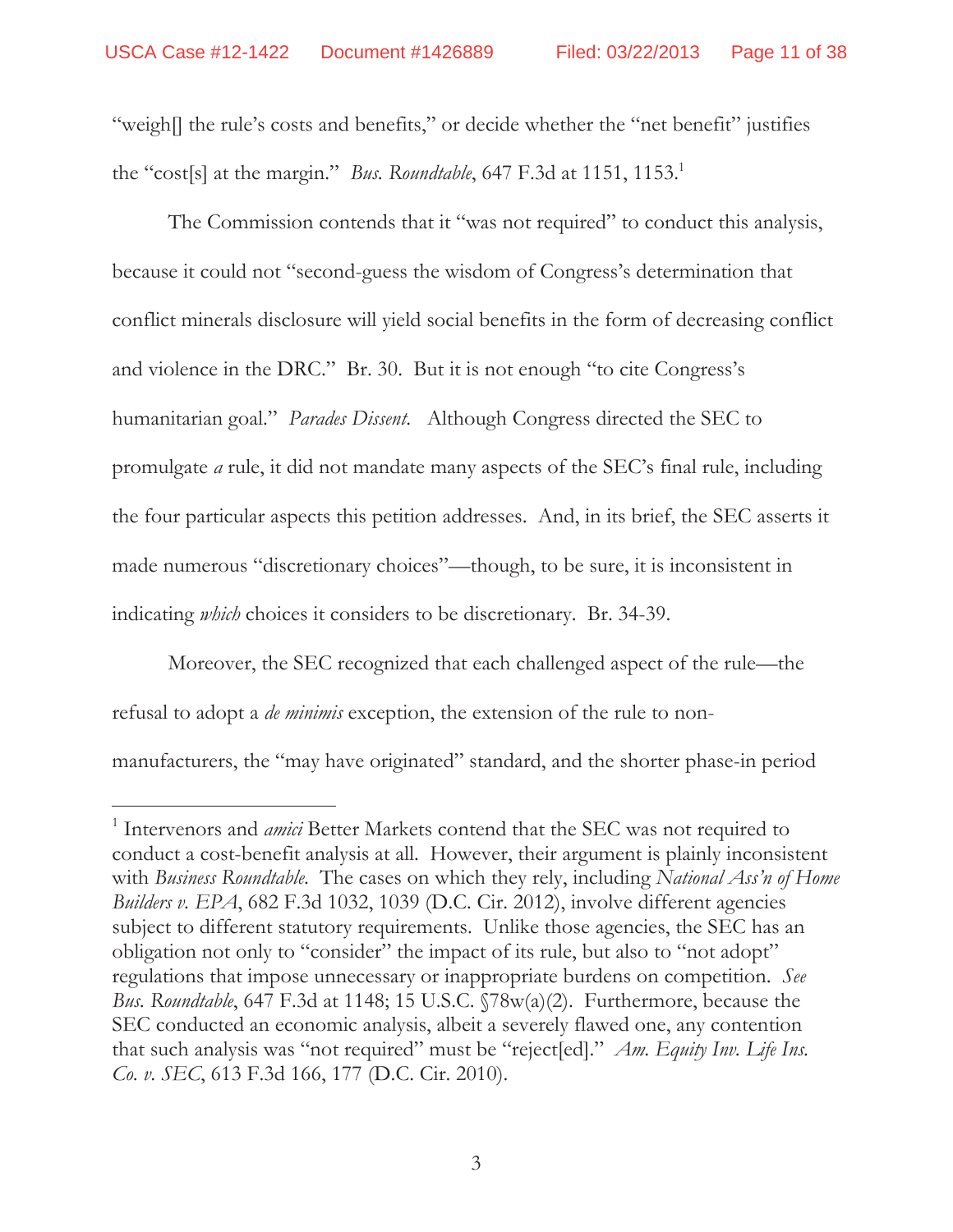"weigh[] the rule's costs and benefits," or decide whether the "net benefit" justifies the "cost[s] at the margin." *Bus. Roundtable*, 647 F.3d at 1151, 1153.[1]

The Commission contends that it "was not required" to conduct this analysis, because it could not "second-guess the wisdom of Congress's determination that conflict minerals disclosure will yield social benefits in the form of decreasing conflict and violence in the DRC." Br. 30. But it is not enough "to cite Congress's humanitarian goal." *Parades Dissent*. Although Congress directed the SEC to promulgate *a* rule, it did not mandate many aspects of the SEC's final rule, including the four particular aspects this petition addresses. And, in its brief, the SEC asserts it made numerous "discretionary choices"—though, to be sure, it is inconsistent in indicating *which* choices it considers to be discretionary. Br. 34-39.

Moreover, the SEC recognized that each challenged aspect of the rule—the refusal to adopt a *de minimis* exception, the extension of the rule to non-manufacturers, the "may have originated" standard, and the shorter phase-in period

---

[1] Intervenors and *amici* Better Markets contend that the SEC was not required to conduct a cost-benefit analysis at all. However, their argument is plainly inconsistent with *Business Roundtable*. The cases on which they rely, including *National Ass'n of Home Builders v. EPA*, 682 F.3d 1032, 1039 (D.C. Cir. 2012), involve different agencies subject to different statutory requirements. Unlike those agencies, the SEC has an obligation not only to "consider" the impact of its rule, but also to "not adopt" regulations that impose unnecessary or inappropriate burdens on competition. *See Bus. Roundtable*, 647 F.3d at 1148; 15 U.S.C. §78w(a)(2). Furthermore, because the SEC conducted an economic analysis, albeit a severely flawed one, any contention that such analysis was "not required" must be "reject[ed]." *Am. Equity Inv. Life Ins. Co. v. SEC*, 613 F.3d 166, 177 (D.C. Cir. 2010).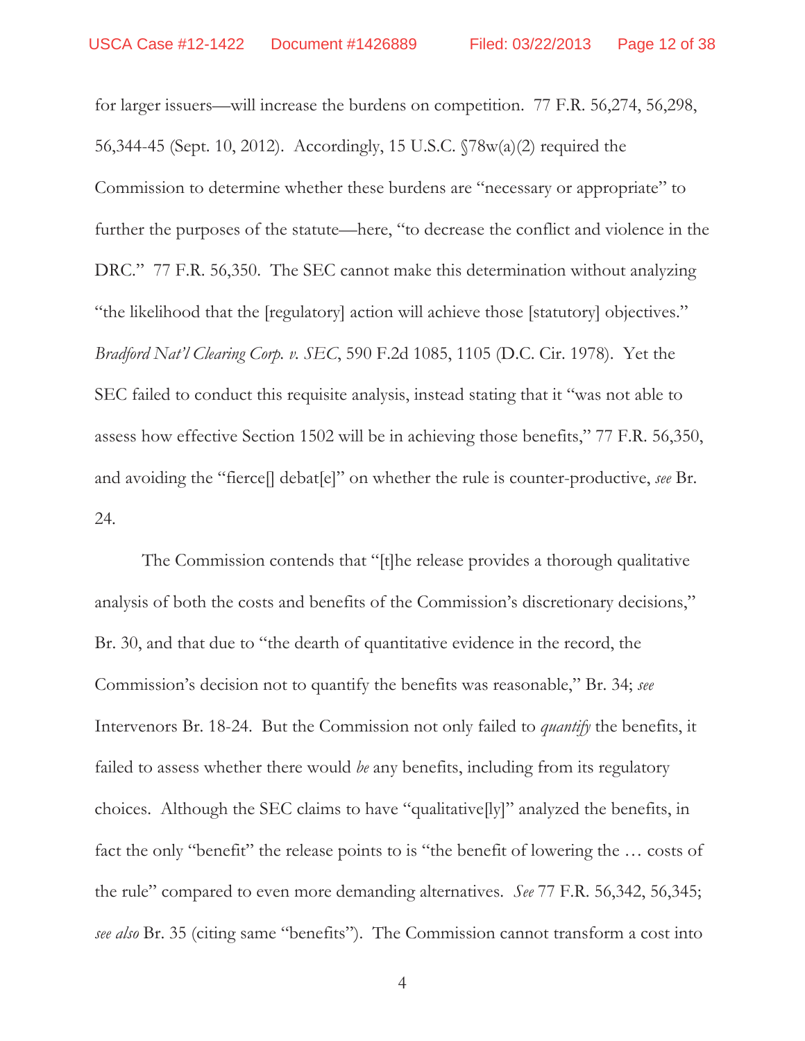for larger issuers—will increase the burdens on competition. 77 F.R. 56,274, 56,298, 56,344-45 (Sept. 10, 2012). Accordingly, 15 U.S.C. §78w(a)(2) required the Commission to determine whether these burdens are "necessary or appropriate" to further the purposes of the statute—here, "to decrease the conflict and violence in the DRC." 77 F.R. 56,350. The SEC cannot make this determination without analyzing "the likelihood that the [regulatory] action will achieve those [statutory] objectives." *Bradford Nat'l Clearing Corp. v. SEC*, 590 F.2d 1085, 1105 (D.C. Cir. 1978). Yet the SEC failed to conduct this requisite analysis, instead stating that it "was not able to assess how effective Section 1502 will be in achieving those benefits," 77 F.R. 56,350, and avoiding the "fierce[] debat[e]" on whether the rule is counter-productive, *see* Br. 24.

The Commission contends that "[t]he release provides a thorough qualitative analysis of both the costs and benefits of the Commission's discretionary decisions," Br. 30, and that due to "the dearth of quantitative evidence in the record, the Commission's decision not to quantify the benefits was reasonable," Br. 34; *see* Intervenors Br. 18-24. But the Commission not only failed to *quantify* the benefits, it failed to assess whether there would *be* any benefits, including from its regulatory choices. Although the SEC claims to have "qualitative[ly]" analyzed the benefits, in fact the only "benefit" the release points to is "the benefit of lowering the … costs of the rule" compared to even more demanding alternatives. *See* 77 F.R. 56,342, 56,345; *see also* Br. 35 (citing same "benefits"). The Commission cannot transform a cost into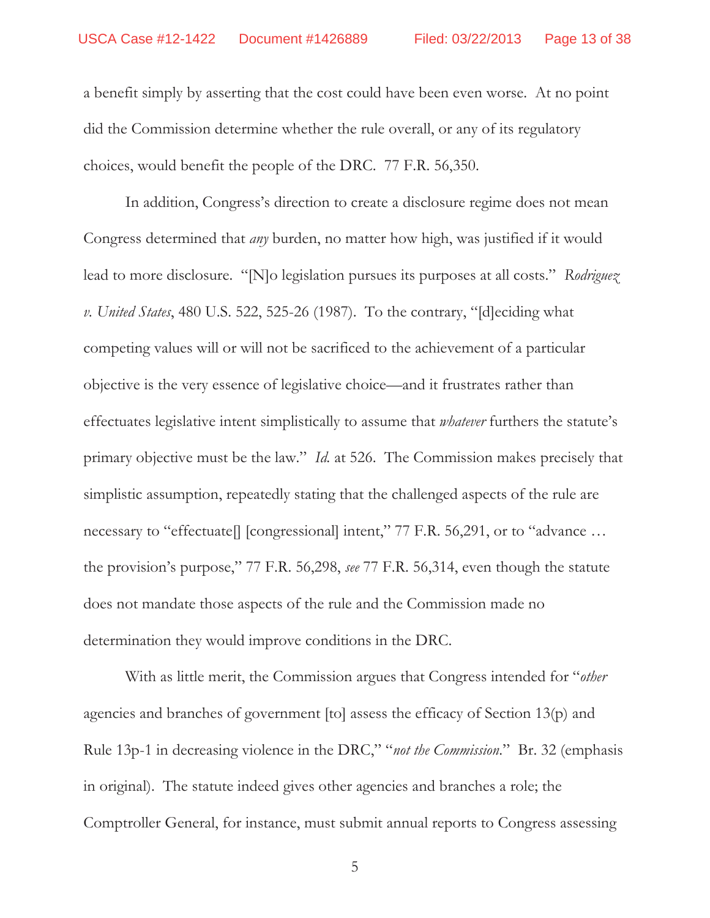a benefit simply by asserting that the cost could have been even worse. At no point did the Commission determine whether the rule overall, or any of its regulatory choices, would benefit the people of the DRC. 77 F.R. 56,350.

In addition, Congress's direction to create a disclosure regime does not mean Congress determined that *any* burden, no matter how high, was justified if it would lead to more disclosure. "[N]o legislation pursues its purposes at all costs." *Rodriguez v. United States*, 480 U.S. 522, 525-26 (1987). To the contrary, "[d]eciding what competing values will or will not be sacrificed to the achievement of a particular objective is the very essence of legislative choice—and it frustrates rather than effectuates legislative intent simplistically to assume that *whatever* furthers the statute's primary objective must be the law." *Id.* at 526. The Commission makes precisely that simplistic assumption, repeatedly stating that the challenged aspects of the rule are necessary to "effectuate[] [congressional] intent," 77 F.R. 56,291, or to "advance … the provision's purpose," 77 F.R. 56,298, *see* 77 F.R. 56,314, even though the statute does not mandate those aspects of the rule and the Commission made no determination they would improve conditions in the DRC.

With as little merit, the Commission argues that Congress intended for "*other* agencies and branches of government [to] assess the efficacy of Section 13(p) and Rule 13p-1 in decreasing violence in the DRC," "*not the Commission.*" Br. 32 (emphasis in original). The statute indeed gives other agencies and branches a role; the Comptroller General, for instance, must submit annual reports to Congress assessing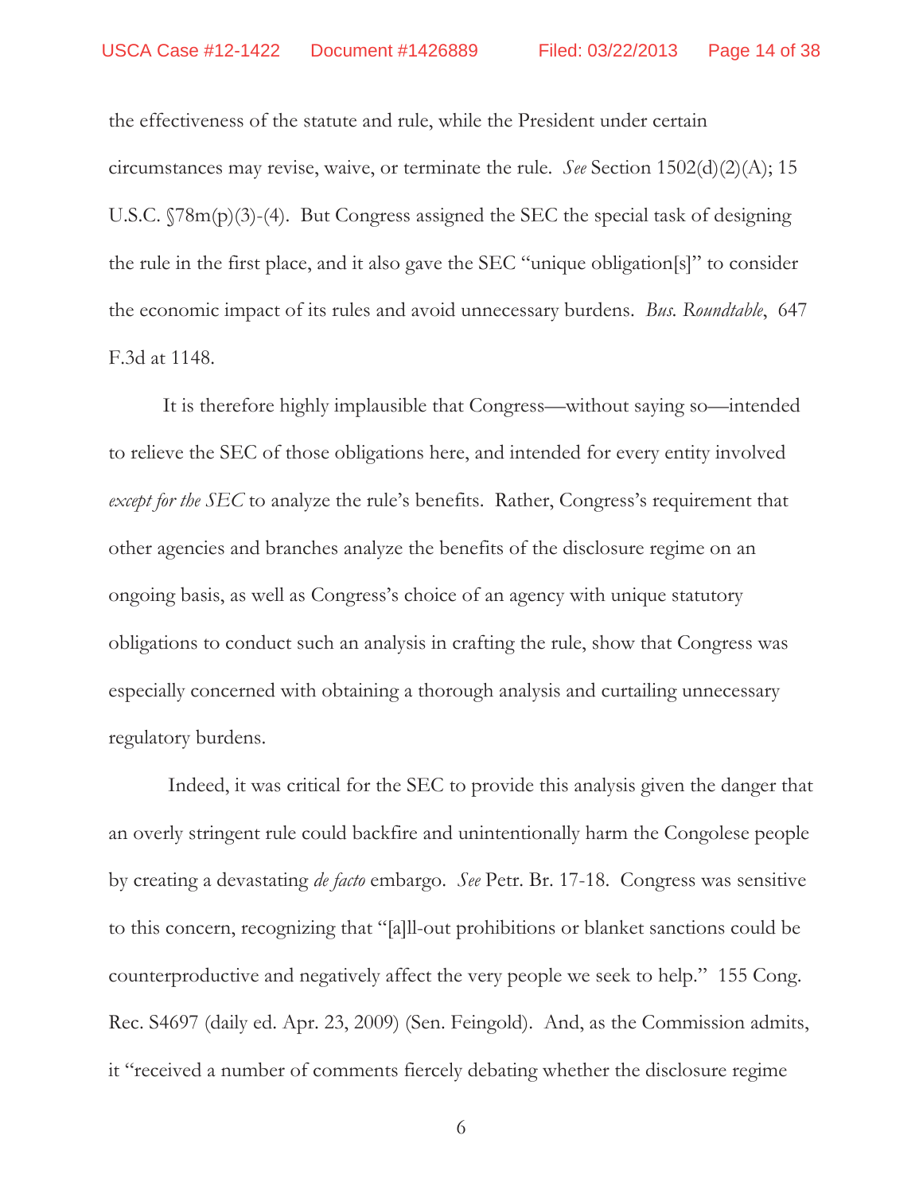the effectiveness of the statute and rule, while the President under certain circumstances may revise, waive, or terminate the rule. *See* Section 1502(d)(2)(A); 15 U.S.C. §78m(p)(3)-(4). But Congress assigned the SEC the special task of designing the rule in the first place, and it also gave the SEC "unique obligation[s]" to consider the economic impact of its rules and avoid unnecessary burdens. *Bus. Roundtable*, 647 F.3d at 1148.

It is therefore highly implausible that Congress—without saying so—intended to relieve the SEC of those obligations here, and intended for every entity involved *except for the SEC* to analyze the rule's benefits. Rather, Congress's requirement that other agencies and branches analyze the benefits of the disclosure regime on an ongoing basis, as well as Congress's choice of an agency with unique statutory obligations to conduct such an analysis in crafting the rule, show that Congress was especially concerned with obtaining a thorough analysis and curtailing unnecessary regulatory burdens.

Indeed, it was critical for the SEC to provide this analysis given the danger that an overly stringent rule could backfire and unintentionally harm the Congolese people by creating a devastating *de facto* embargo. *See* Petr. Br. 17-18. Congress was sensitive to this concern, recognizing that "[a]ll-out prohibitions or blanket sanctions could be counterproductive and negatively affect the very people we seek to help." 155 Cong. Rec. S4697 (daily ed. Apr. 23, 2009) (Sen. Feingold). And, as the Commission admits, it "received a number of comments fiercely debating whether the disclosure regime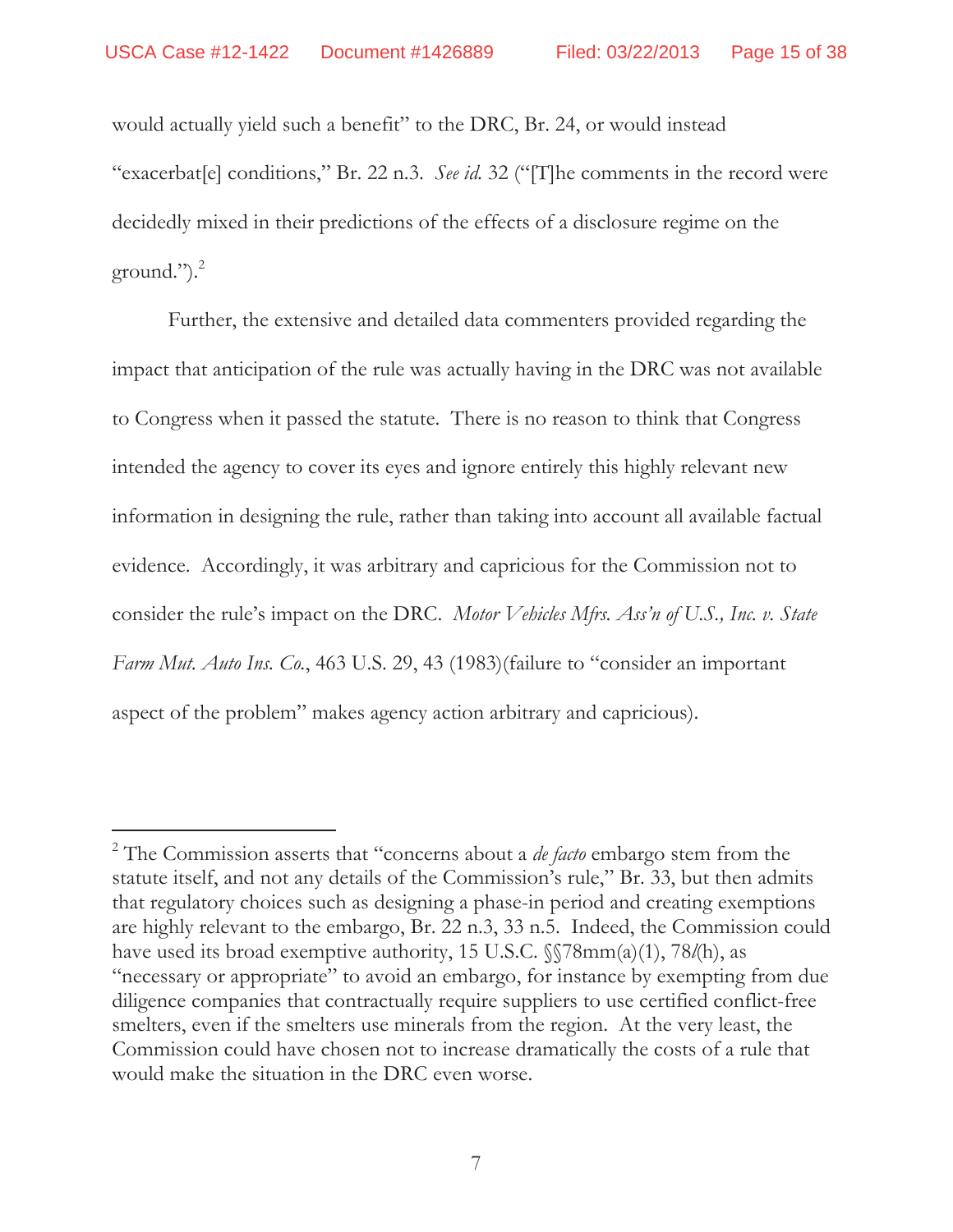would actually yield such a benefit" to the DRC, Br. 24, or would instead "exacerbat[e] conditions," Br. 22 n.3. *See id.* 32 ("[T]he comments in the record were decidedly mixed in their predictions of the effects of a disclosure regime on the ground.").[2]

Further, the extensive and detailed data commenters provided regarding the impact that anticipation of the rule was actually having in the DRC was not available to Congress when it passed the statute. There is no reason to think that Congress intended the agency to cover its eyes and ignore entirely this highly relevant new information in designing the rule, rather than taking into account all available factual evidence. Accordingly, it was arbitrary and capricious for the Commission not to consider the rule's impact on the DRC. *Motor Vehicles Mfrs. Ass'n of U.S., Inc. v. State Farm Mut. Auto Ins. Co.*, 463 U.S. 29, 43 (1983)(failure to "consider an important aspect of the problem" makes agency action arbitrary and capricious).

---

[2] The Commission asserts that "concerns about a *de facto* embargo stem from the statute itself, and not any details of the Commission's rule," Br. 33, but then admits that regulatory choices such as designing a phase-in period and creating exemptions are highly relevant to the embargo, Br. 22 n.3, 33 n.5. Indeed, the Commission could have used its broad exemptive authority, 15 U.S.C. §§78mm(a)(1), 78*l*(h), as "necessary or appropriate" to avoid an embargo, for instance by exempting from due diligence companies that contractually require suppliers to use certified conflict-free smelters, even if the smelters use minerals from the region. At the very least, the Commission could have chosen not to increase dramatically the costs of a rule that would make the situation in the DRC even worse.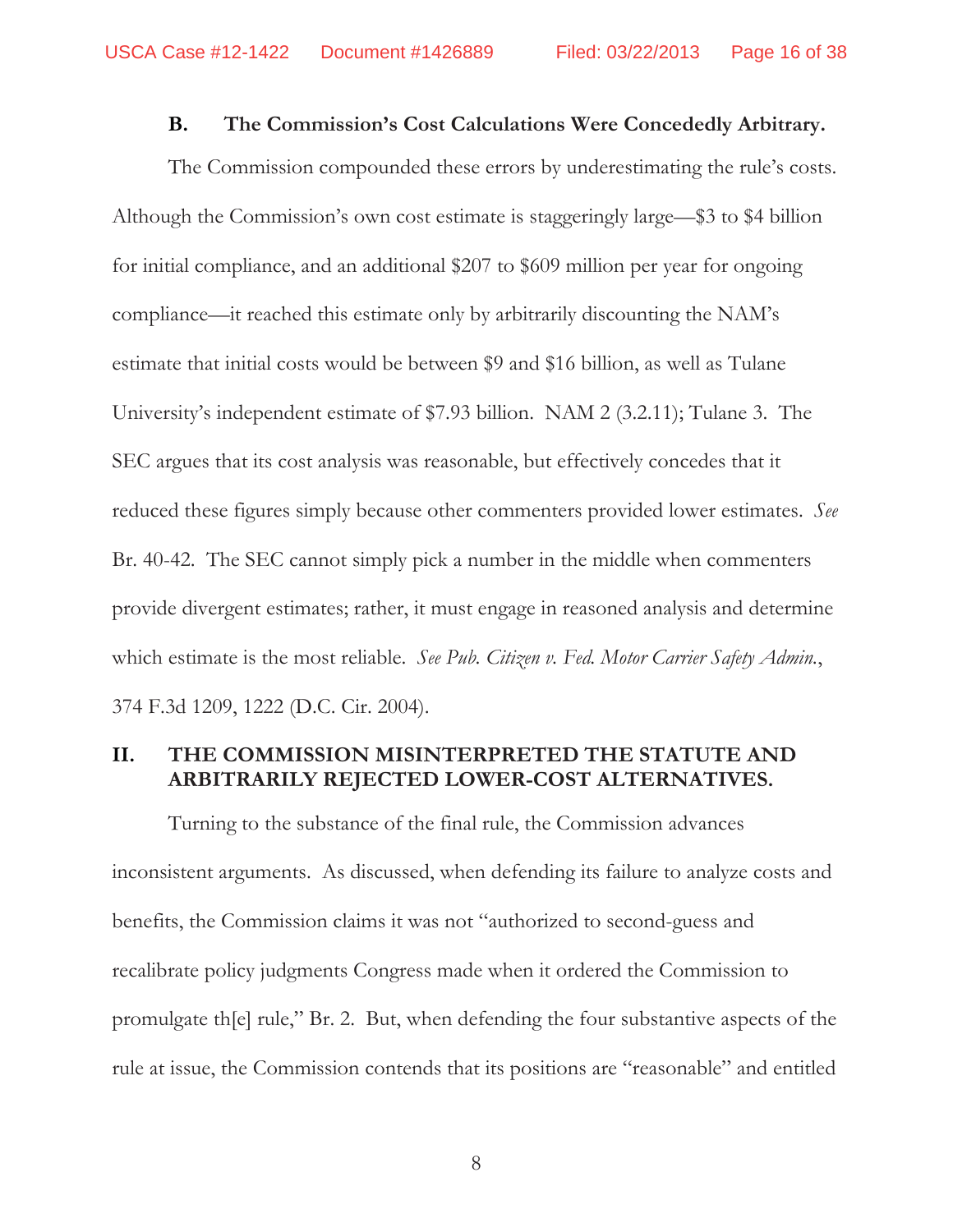### B. The Commission's Cost Calculations Were Concededly Arbitrary.

The Commission compounded these errors by underestimating the rule's costs. Although the Commission's own cost estimate is staggeringly large—$3 to $4 billion for initial compliance, and an additional $207 to $609 million per year for ongoing compliance—it reached this estimate only by arbitrarily discounting the NAM's estimate that initial costs would be between $9 and $16 billion, as well as Tulane University's independent estimate of $7.93 billion. NAM 2 (3.2.11); Tulane 3. The SEC argues that its cost analysis was reasonable, but effectively concedes that it reduced these figures simply because other commenters provided lower estimates. *See* Br. 40-42. The SEC cannot simply pick a number in the middle when commenters provide divergent estimates; rather, it must engage in reasoned analysis and determine which estimate is the most reliable. *See Pub. Citizen v. Fed. Motor Carrier Safety Admin.*, 374 F.3d 1209, 1222 (D.C. Cir. 2004).

## II. THE COMMISSION MISINTERPRETED THE STATUTE AND ARBITRARILY REJECTED LOWER-COST ALTERNATIVES.

Turning to the substance of the final rule, the Commission advances inconsistent arguments. As discussed, when defending its failure to analyze costs and benefits, the Commission claims it was not "authorized to second-guess and recalibrate policy judgments Congress made when it ordered the Commission to promulgate th[e] rule," Br. 2. But, when defending the four substantive aspects of the rule at issue, the Commission contends that its positions are "reasonable" and entitled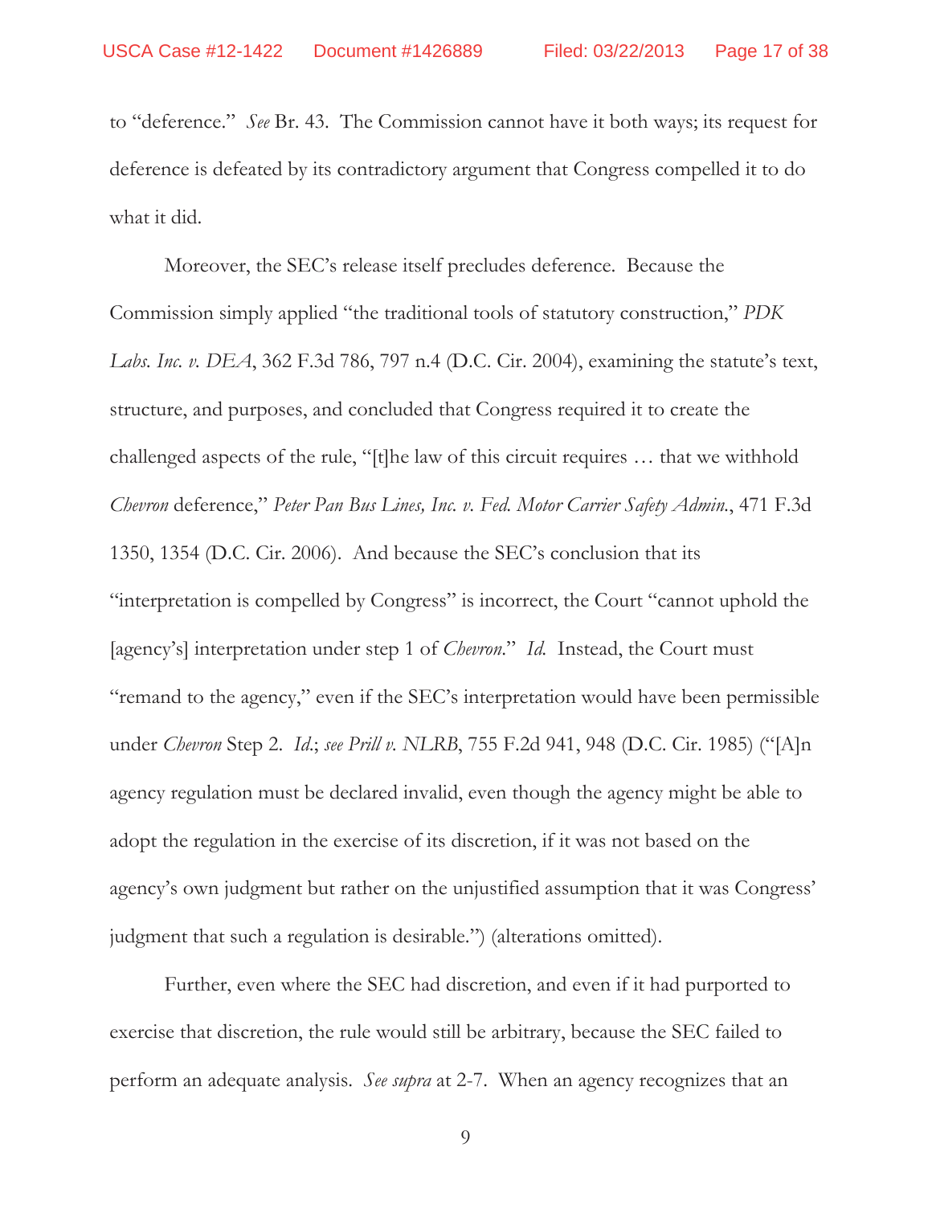to "deference." *See* Br. 43. The Commission cannot have it both ways; its request for deference is defeated by its contradictory argument that Congress compelled it to do what it did.

Moreover, the SEC's release itself precludes deference. Because the Commission simply applied "the traditional tools of statutory construction," *PDK Labs. Inc. v. DEA*, 362 F.3d 786, 797 n.4 (D.C. Cir. 2004), examining the statute's text, structure, and purposes, and concluded that Congress required it to create the challenged aspects of the rule, "[t]he law of this circuit requires … that we withhold *Chevron* deference," *Peter Pan Bus Lines, Inc. v. Fed. Motor Carrier Safety Admin.*, 471 F.3d 1350, 1354 (D.C. Cir. 2006). And because the SEC's conclusion that its "interpretation is compelled by Congress" is incorrect, the Court "cannot uphold the [agency's] interpretation under step 1 of *Chevron*." *Id.* Instead, the Court must "remand to the agency," even if the SEC's interpretation would have been permissible under *Chevron* Step 2. *Id.*; *see Prill v. NLRB*, 755 F.2d 941, 948 (D.C. Cir. 1985) ("[A]n agency regulation must be declared invalid, even though the agency might be able to adopt the regulation in the exercise of its discretion, if it was not based on the agency's own judgment but rather on the unjustified assumption that it was Congress' judgment that such a regulation is desirable.") (alterations omitted).

Further, even where the SEC had discretion, and even if it had purported to exercise that discretion, the rule would still be arbitrary, because the SEC failed to perform an adequate analysis. *See supra* at 2-7. When an agency recognizes that an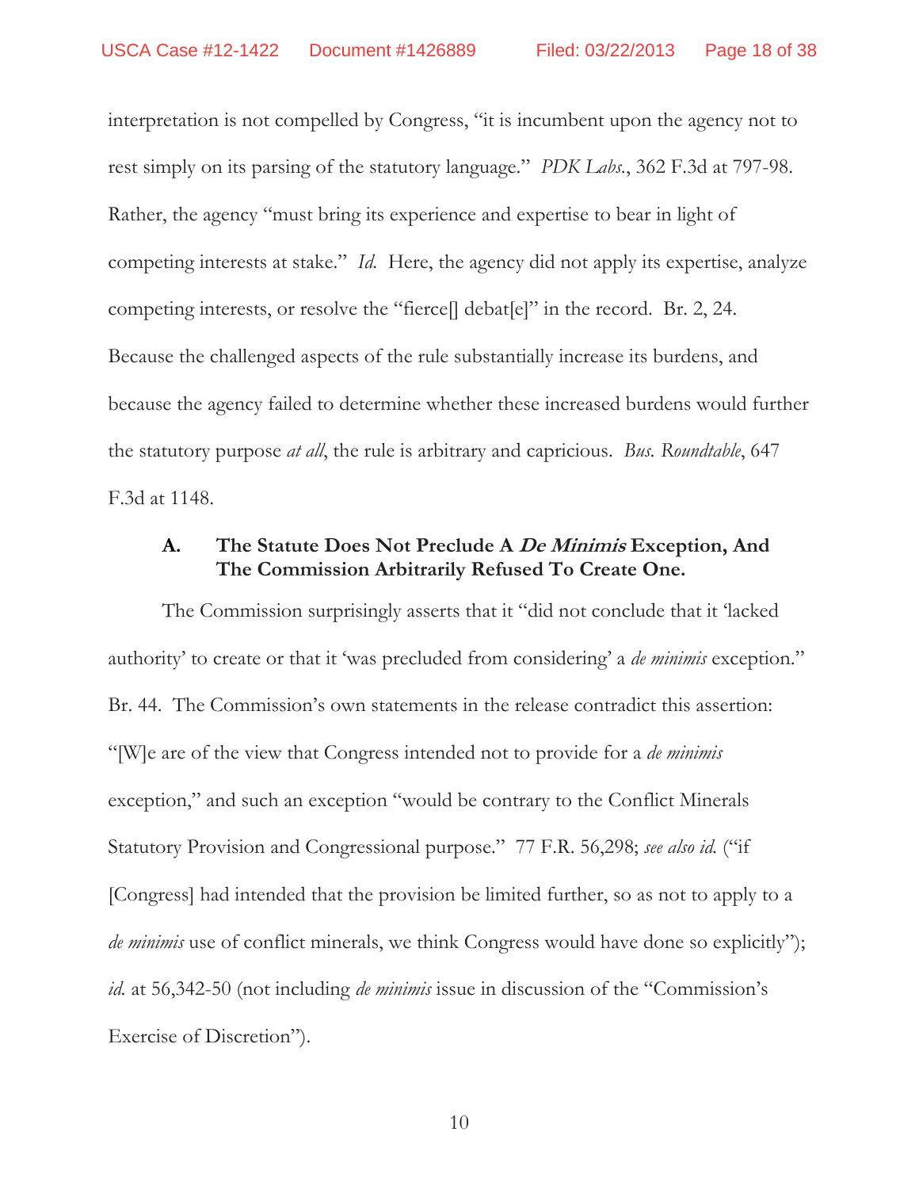interpretation is not compelled by Congress, "it is incumbent upon the agency not to rest simply on its parsing of the statutory language." *PDK Labs.*, 362 F.3d at 797-98. Rather, the agency "must bring its experience and expertise to bear in light of competing interests at stake." *Id.* Here, the agency did not apply its expertise, analyze competing interests, or resolve the "fierce[] debat[e]" in the record. Br. 2, 24. Because the challenged aspects of the rule substantially increase its burdens, and because the agency failed to determine whether these increased burdens would further the statutory purpose *at all*, the rule is arbitrary and capricious. *Bus. Roundtable*, 647 F.3d at 1148.

### A. The Statute Does Not Preclude A *De Minimis* Exception, And The Commission Arbitrarily Refused To Create One.

The Commission surprisingly asserts that it "did not conclude that it 'lacked authority' to create or that it 'was precluded from considering' a *de minimis* exception." Br. 44. The Commission's own statements in the release contradict this assertion: "[W]e are of the view that Congress intended not to provide for a *de minimis* exception," and such an exception "would be contrary to the Conflict Minerals Statutory Provision and Congressional purpose." 77 F.R. 56,298; *see also id.* ("if [Congress] had intended that the provision be limited further, so as not to apply to a *de minimis* use of conflict minerals, we think Congress would have done so explicitly"); *id.* at 56,342-50 (not including *de minimis* issue in discussion of the "Commission's Exercise of Discretion").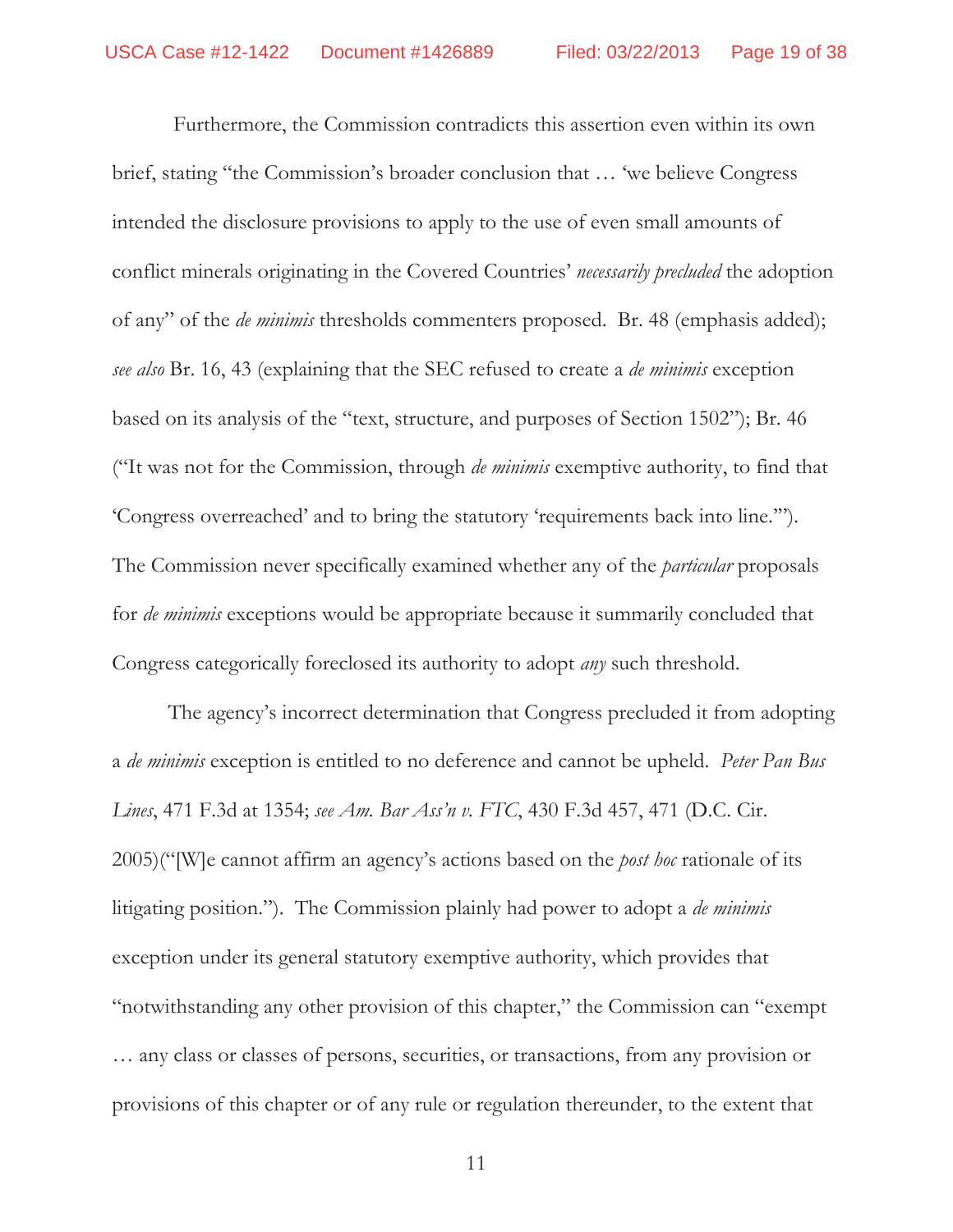Furthermore, the Commission contradicts this assertion even within its own brief, stating "the Commission's broader conclusion that … 'we believe Congress intended the disclosure provisions to apply to the use of even small amounts of conflict minerals originating in the Covered Countries' *necessarily precluded* the adoption of any" of the *de minimis* thresholds commenters proposed. Br. 48 (emphasis added); *see also* Br. 16, 43 (explaining that the SEC refused to create a *de minimis* exception based on its analysis of the "text, structure, and purposes of Section 1502"); Br. 46 ("It was not for the Commission, through *de minimis* exemptive authority, to find that 'Congress overreached' and to bring the statutory 'requirements back into line.'"). The Commission never specifically examined whether any of the *particular* proposals for *de minimis* exceptions would be appropriate because it summarily concluded that Congress categorically foreclosed its authority to adopt *any* such threshold.

The agency's incorrect determination that Congress precluded it from adopting a *de minimis* exception is entitled to no deference and cannot be upheld. *Peter Pan Bus Lines*, 471 F.3d at 1354; *see Am. Bar Ass'n v. FTC*, 430 F.3d 457, 471 (D.C. Cir. 2005)("[W]e cannot affirm an agency's actions based on the *post hoc* rationale of its litigating position."). The Commission plainly had power to adopt a *de minimis* exception under its general statutory exemptive authority, which provides that "notwithstanding any other provision of this chapter," the Commission can "exempt … any class or classes of persons, securities, or transactions, from any provision or provisions of this chapter or of any rule or regulation thereunder, to the extent that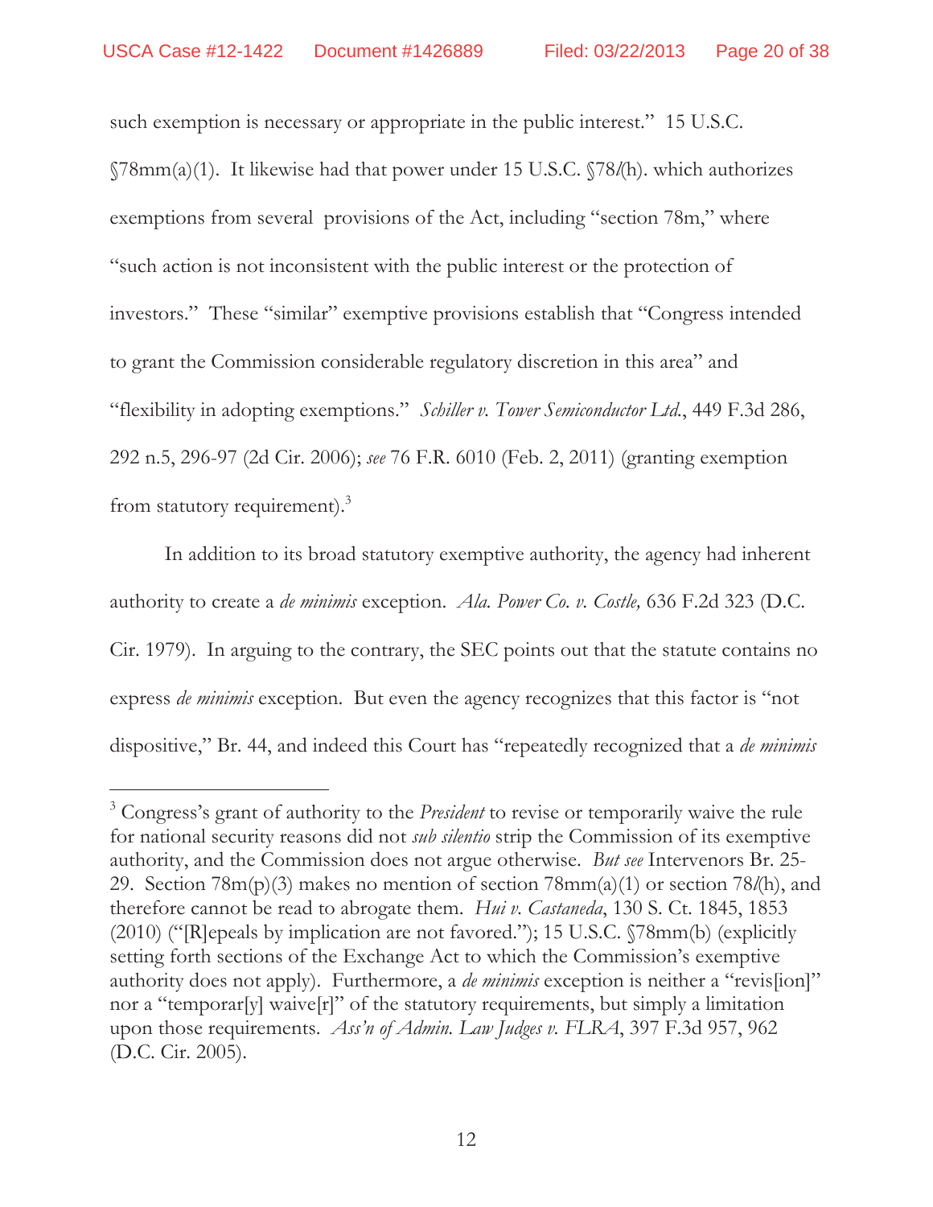such exemption is necessary or appropriate in the public interest." 15 U.S.C. §78mm(a)(1). It likewise had that power under 15 U.S.C. §78*l*(h). which authorizes exemptions from several provisions of the Act, including "section 78m," where "such action is not inconsistent with the public interest or the protection of investors." These "similar" exemptive provisions establish that "Congress intended to grant the Commission considerable regulatory discretion in this area" and "flexibility in adopting exemptions." *Schiller v. Tower Semiconductor Ltd.*, 449 F.3d 286, 292 n.5, 296-97 (2d Cir. 2006); *see* 76 F.R. 6010 (Feb. 2, 2011) (granting exemption from statutory requirement).[3]

In addition to its broad statutory exemptive authority, the agency had inherent authority to create a *de minimis* exception. *Ala. Power Co. v. Costle,* 636 F.2d 323 (D.C. Cir. 1979). In arguing to the contrary, the SEC points out that the statute contains no express *de minimis* exception. But even the agency recognizes that this factor is "not dispositive," Br. 44, and indeed this Court has "repeatedly recognized that a *de minimis*

---

[3] Congress's grant of authority to the *President* to revise or temporarily waive the rule for national security reasons did not *sub silentio* strip the Commission of its exemptive authority, and the Commission does not argue otherwise. *But see* Intervenors Br. 25-29. Section 78m(p)(3) makes no mention of section 78mm(a)(1) or section 78*l*(h), and therefore cannot be read to abrogate them. *Hui v. Castaneda*, 130 S. Ct. 1845, 1853 (2010) ("[R]epeals by implication are not favored."); 15 U.S.C. §78mm(b) (explicitly setting forth sections of the Exchange Act to which the Commission's exemptive authority does not apply). Furthermore, a *de minimis* exception is neither a "revis[ion]" nor a "temporar[y] waive[r]" of the statutory requirements, but simply a limitation upon those requirements. *Ass'n of Admin. Law Judges v. FLRA*, 397 F.3d 957, 962 (D.C. Cir. 2005).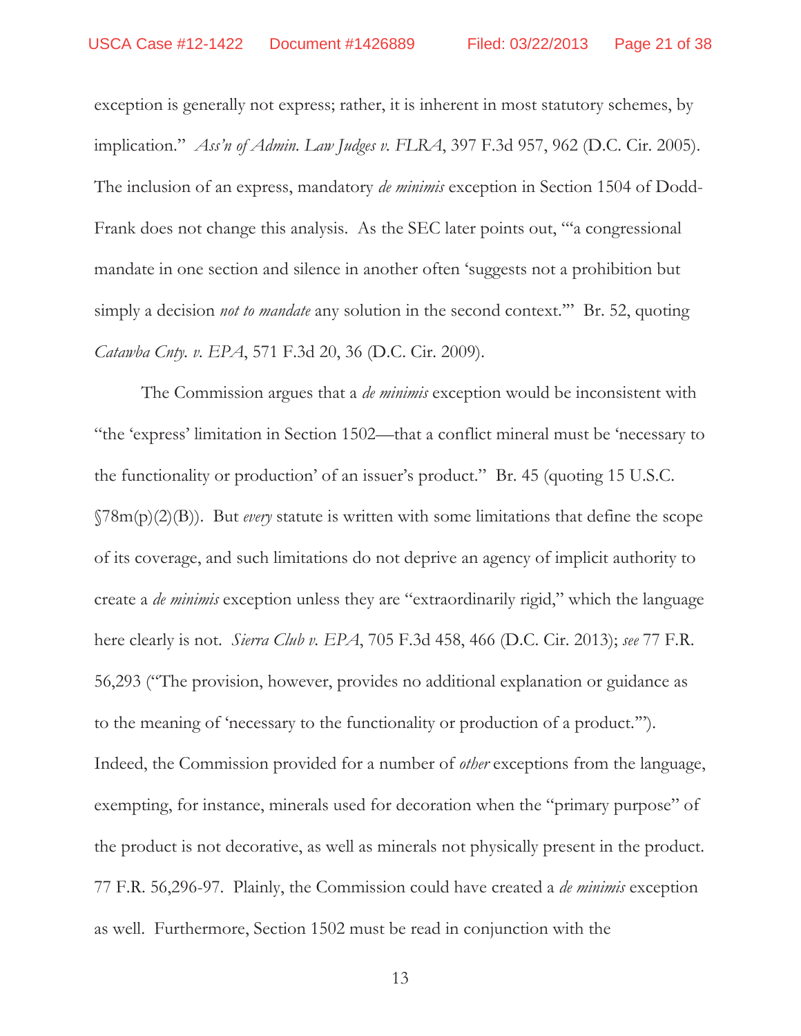exception is generally not express; rather, it is inherent in most statutory schemes, by implication." *Ass'n of Admin. Law Judges v. FLRA*, 397 F.3d 957, 962 (D.C. Cir. 2005). The inclusion of an express, mandatory *de minimis* exception in Section 1504 of Dodd-Frank does not change this analysis. As the SEC later points out, "'a congressional mandate in one section and silence in another often 'suggests not a prohibition but simply a decision *not to mandate* any solution in the second context.'" Br. 52, quoting *Catawba Cnty. v. EPA*, 571 F.3d 20, 36 (D.C. Cir. 2009).

The Commission argues that a *de minimis* exception would be inconsistent with "the 'express' limitation in Section 1502—that a conflict mineral must be 'necessary to the functionality or production' of an issuer's product." Br. 45 (quoting 15 U.S.C. §78m(p)(2)(B)). But *every* statute is written with some limitations that define the scope of its coverage, and such limitations do not deprive an agency of implicit authority to create a *de minimis* exception unless they are "extraordinarily rigid," which the language here clearly is not. *Sierra Club v. EPA*, 705 F.3d 458, 466 (D.C. Cir. 2013); *see* 77 F.R. 56,293 ("The provision, however, provides no additional explanation or guidance as to the meaning of 'necessary to the functionality or production of a product.'"). Indeed, the Commission provided for a number of *other* exceptions from the language, exempting, for instance, minerals used for decoration when the "primary purpose" of the product is not decorative, as well as minerals not physically present in the product. 77 F.R. 56,296-97. Plainly, the Commission could have created a *de minimis* exception as well. Furthermore, Section 1502 must be read in conjunction with the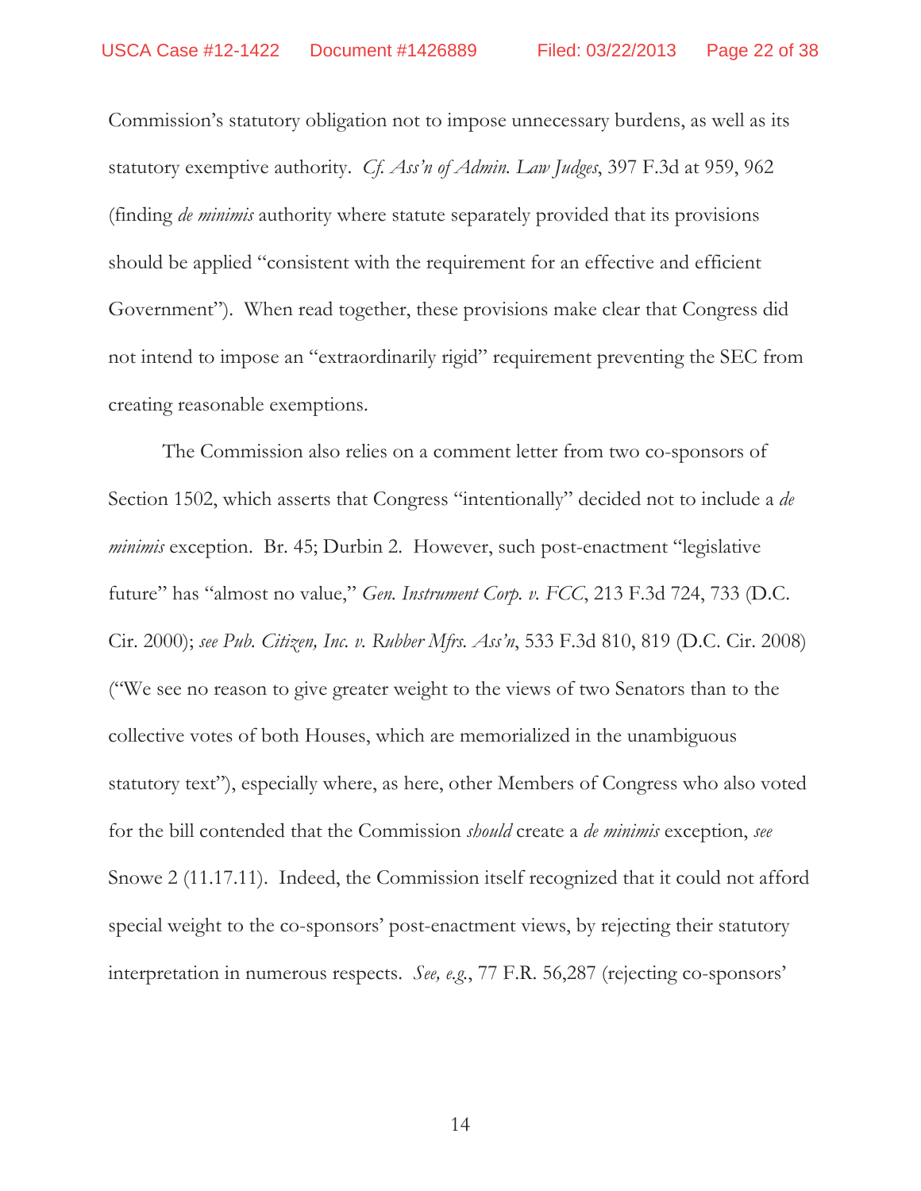Commission's statutory obligation not to impose unnecessary burdens, as well as its statutory exemptive authority. *Cf. Ass'n of Admin. Law Judges*, 397 F.3d at 959, 962 (finding *de minimis* authority where statute separately provided that its provisions should be applied "consistent with the requirement for an effective and efficient Government"). When read together, these provisions make clear that Congress did not intend to impose an "extraordinarily rigid" requirement preventing the SEC from creating reasonable exemptions.

The Commission also relies on a comment letter from two co-sponsors of Section 1502, which asserts that Congress "intentionally" decided not to include a *de minimis* exception. Br. 45; Durbin 2. However, such post-enactment "legislative future" has "almost no value," *Gen. Instrument Corp. v. FCC*, 213 F.3d 724, 733 (D.C. Cir. 2000); *see Pub. Citizen, Inc. v. Rubber Mfrs. Ass'n*, 533 F.3d 810, 819 (D.C. Cir. 2008) ("We see no reason to give greater weight to the views of two Senators than to the collective votes of both Houses, which are memorialized in the unambiguous statutory text"), especially where, as here, other Members of Congress who also voted for the bill contended that the Commission *should* create a *de minimis* exception, *see* Snowe 2 (11.17.11). Indeed, the Commission itself recognized that it could not afford special weight to the co-sponsors' post-enactment views, by rejecting their statutory interpretation in numerous respects. *See, e.g.*, 77 F.R. 56,287 (rejecting co-sponsors'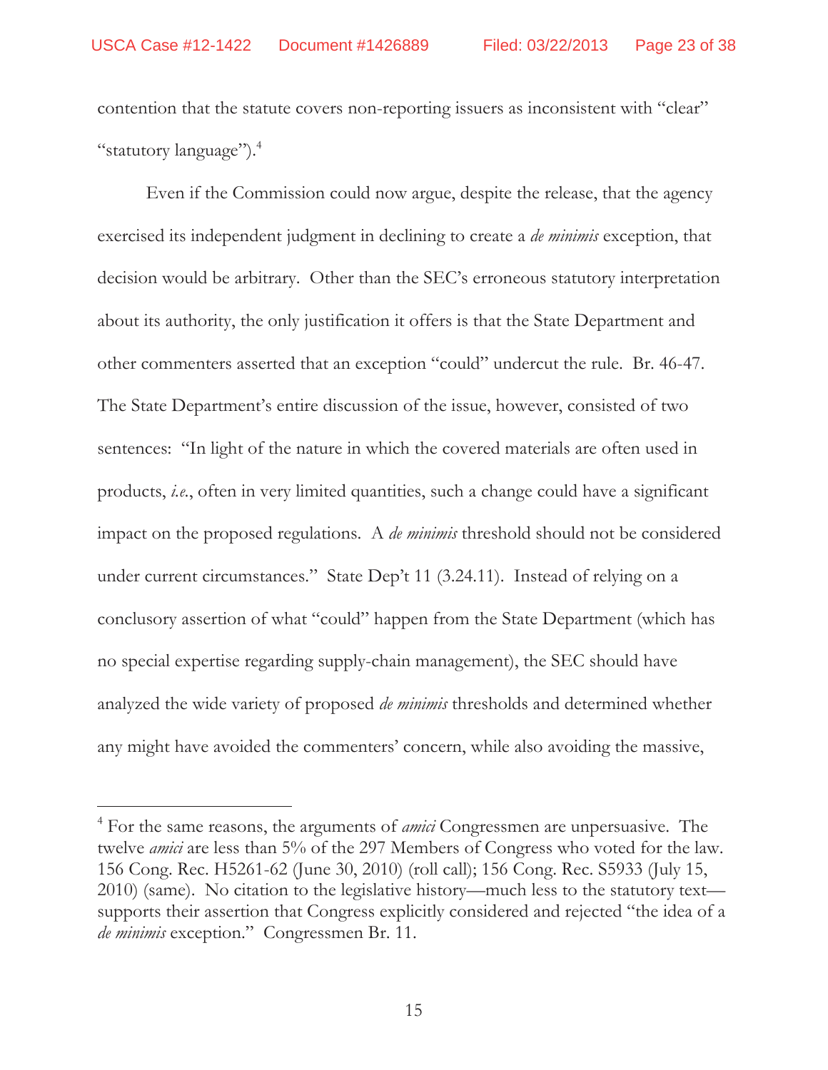contention that the statute covers non-reporting issuers as inconsistent with "clear" "statutory language").[4]

Even if the Commission could now argue, despite the release, that the agency exercised its independent judgment in declining to create a *de minimis* exception, that decision would be arbitrary. Other than the SEC's erroneous statutory interpretation about its authority, the only justification it offers is that the State Department and other commenters asserted that an exception "could" undercut the rule. Br. 46-47. The State Department's entire discussion of the issue, however, consisted of two sentences: "In light of the nature in which the covered materials are often used in products, *i.e.*, often in very limited quantities, such a change could have a significant impact on the proposed regulations. A *de minimis* threshold should not be considered under current circumstances." State Dep't 11 (3.24.11). Instead of relying on a conclusory assertion of what "could" happen from the State Department (which has no special expertise regarding supply-chain management), the SEC should have analyzed the wide variety of proposed *de minimis* thresholds and determined whether any might have avoided the commenters' concern, while also avoiding the massive,

---

[4] For the same reasons, the arguments of *amici* Congressmen are unpersuasive. The twelve *amici* are less than 5% of the 297 Members of Congress who voted for the law. 156 Cong. Rec. H5261-62 (June 30, 2010) (roll call); 156 Cong. Rec. S5933 (July 15, 2010) (same). No citation to the legislative history—much less to the statutory text—supports their assertion that Congress explicitly considered and rejected "the idea of a *de minimis* exception." Congressmen Br. 11.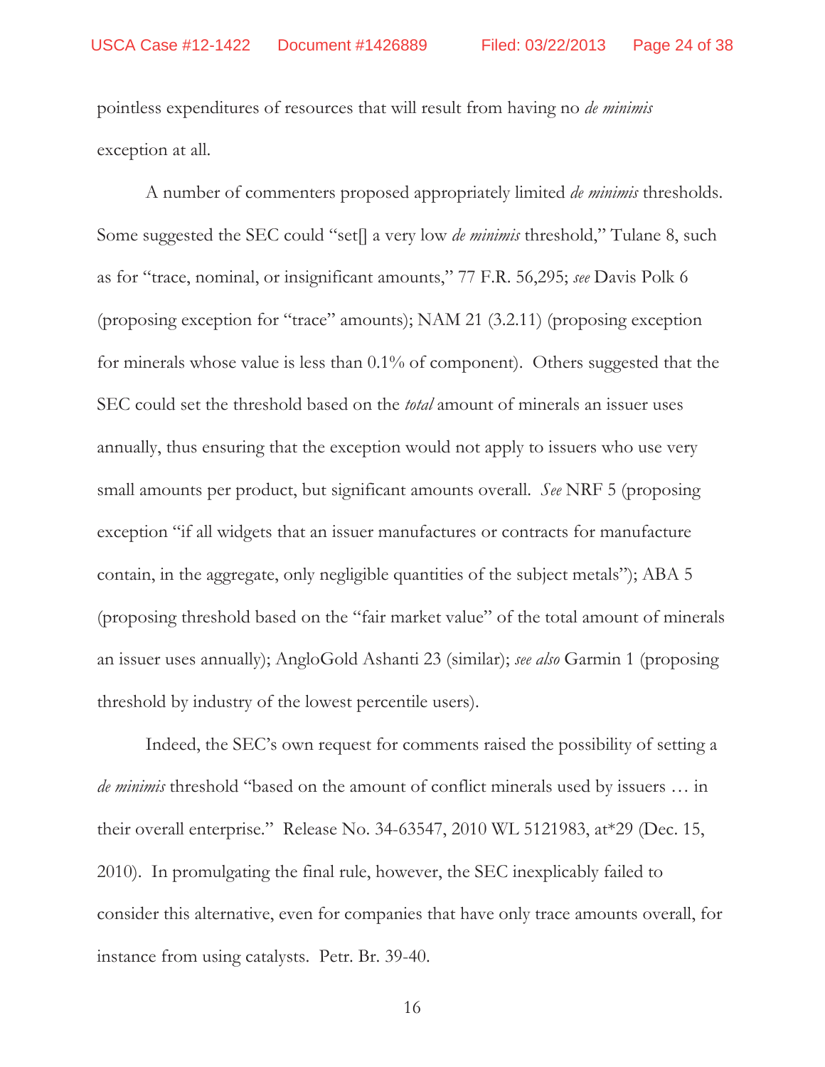pointless expenditures of resources that will result from having no *de minimis* exception at all.

A number of commenters proposed appropriately limited *de minimis* thresholds. Some suggested the SEC could "set[] a very low *de minimis* threshold," Tulane 8, such as for "trace, nominal, or insignificant amounts," 77 F.R. 56,295; *see* Davis Polk 6 (proposing exception for "trace" amounts); NAM 21 (3.2.11) (proposing exception for minerals whose value is less than 0.1% of component). Others suggested that the SEC could set the threshold based on the *total* amount of minerals an issuer uses annually, thus ensuring that the exception would not apply to issuers who use very small amounts per product, but significant amounts overall. *See* NRF 5 (proposing exception "if all widgets that an issuer manufactures or contracts for manufacture contain, in the aggregate, only negligible quantities of the subject metals"); ABA 5 (proposing threshold based on the "fair market value" of the total amount of minerals an issuer uses annually); AngloGold Ashanti 23 (similar); *see also* Garmin 1 (proposing threshold by industry of the lowest percentile users).

Indeed, the SEC's own request for comments raised the possibility of setting a *de minimis* threshold "based on the amount of conflict minerals used by issuers … in their overall enterprise." Release No. 34-63547, 2010 WL 5121983, at*29 (Dec. 15, 2010). In promulgating the final rule, however, the SEC inexplicably failed to consider this alternative, even for companies that have only trace amounts overall, for instance from using catalysts. Petr. Br. 39-40.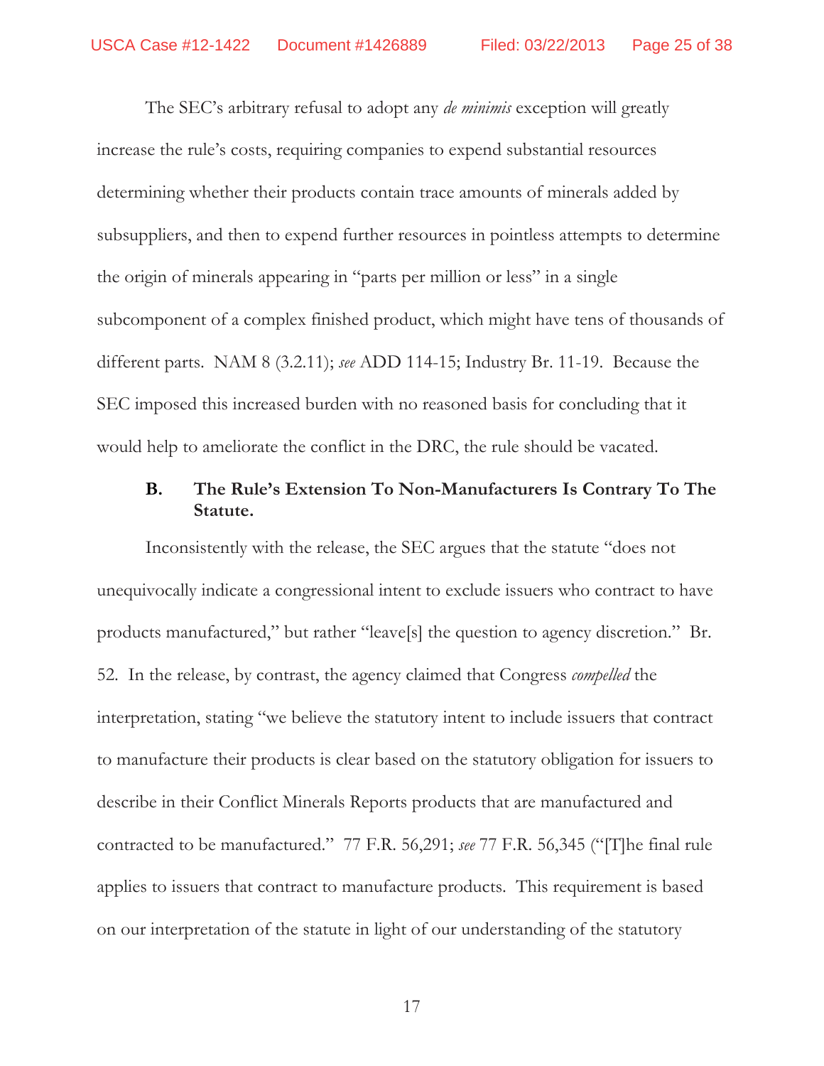The SEC's arbitrary refusal to adopt any *de minimis* exception will greatly increase the rule's costs, requiring companies to expend substantial resources determining whether their products contain trace amounts of minerals added by subsuppliers, and then to expend further resources in pointless attempts to determine the origin of minerals appearing in "parts per million or less" in a single subcomponent of a complex finished product, which might have tens of thousands of different parts. NAM 8 (3.2.11); *see* ADD 114-15; Industry Br. 11-19. Because the SEC imposed this increased burden with no reasoned basis for concluding that it would help to ameliorate the conflict in the DRC, the rule should be vacated.

### B. The Rule's Extension To Non-Manufacturers Is Contrary To The Statute.

Inconsistently with the release, the SEC argues that the statute "does not unequivocally indicate a congressional intent to exclude issuers who contract to have products manufactured," but rather "leave[s] the question to agency discretion." Br. 52. In the release, by contrast, the agency claimed that Congress *compelled* the interpretation, stating "we believe the statutory intent to include issuers that contract to manufacture their products is clear based on the statutory obligation for issuers to describe in their Conflict Minerals Reports products that are manufactured and contracted to be manufactured." 77 F.R. 56,291; *see* 77 F.R. 56,345 ("[T]he final rule applies to issuers that contract to manufacture products. This requirement is based on our interpretation of the statute in light of our understanding of the statutory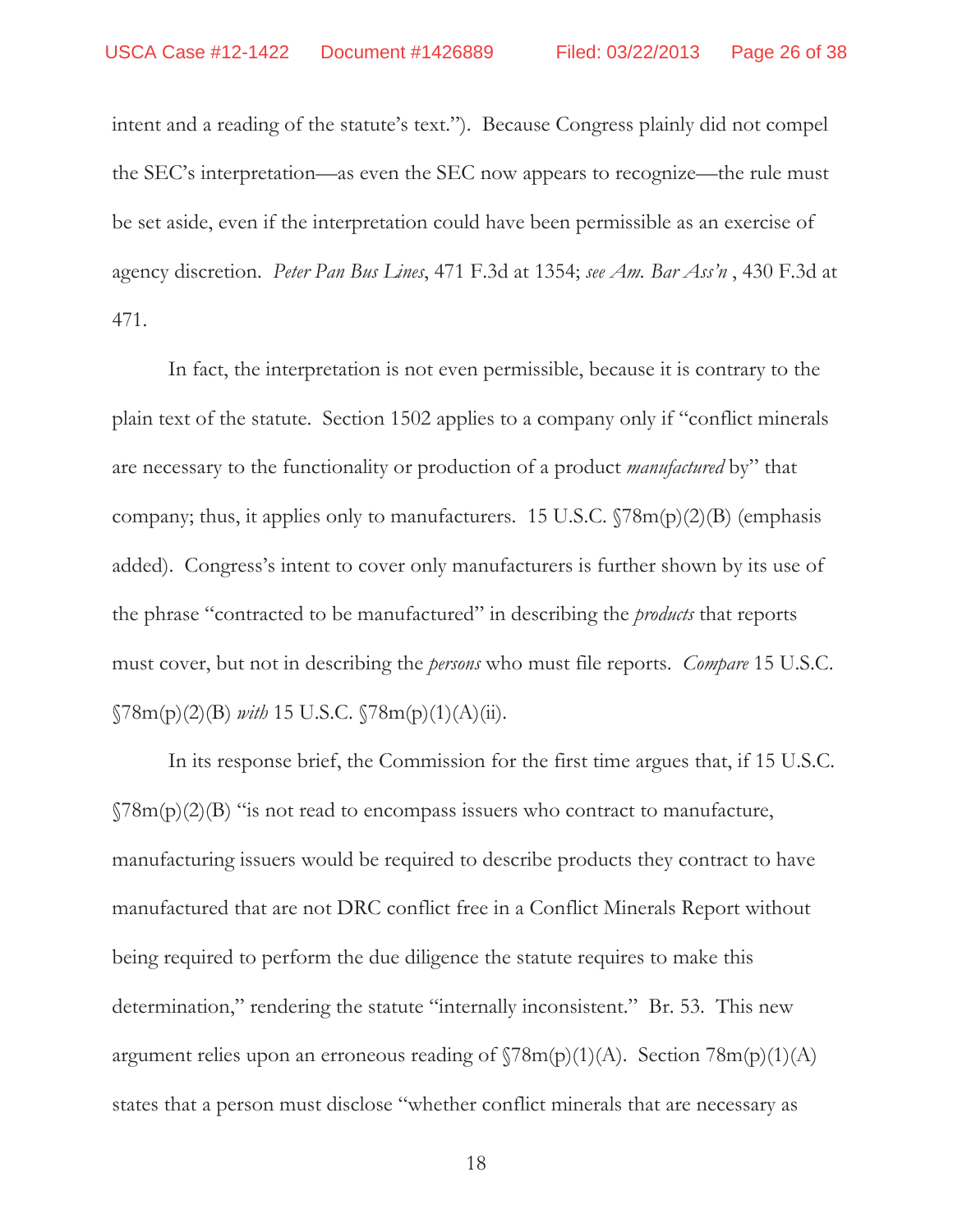intent and a reading of the statute's text."). Because Congress plainly did not compel the SEC's interpretation—as even the SEC now appears to recognize—the rule must be set aside, even if the interpretation could have been permissible as an exercise of agency discretion. *Peter Pan Bus Lines*, 471 F.3d at 1354; *see Am. Bar Ass'n* , 430 F.3d at 471.

In fact, the interpretation is not even permissible, because it is contrary to the plain text of the statute. Section 1502 applies to a company only if "conflict minerals are necessary to the functionality or production of a product *manufactured* by" that company; thus, it applies only to manufacturers. 15 U.S.C. §78m(p)(2)(B) (emphasis added). Congress's intent to cover only manufacturers is further shown by its use of the phrase "contracted to be manufactured" in describing the *products* that reports must cover, but not in describing the *persons* who must file reports. *Compare* 15 U.S.C. §78m(p)(2)(B) *with* 15 U.S.C. §78m(p)(1)(A)(ii).

In its response brief, the Commission for the first time argues that, if 15 U.S.C. §78m(p)(2)(B) "is not read to encompass issuers who contract to manufacture, manufacturing issuers would be required to describe products they contract to have manufactured that are not DRC conflict free in a Conflict Minerals Report without being required to perform the due diligence the statute requires to make this determination," rendering the statute "internally inconsistent." Br. 53. This new argument relies upon an erroneous reading of §78m(p)(1)(A). Section 78m(p)(1)(A) states that a person must disclose "whether conflict minerals that are necessary as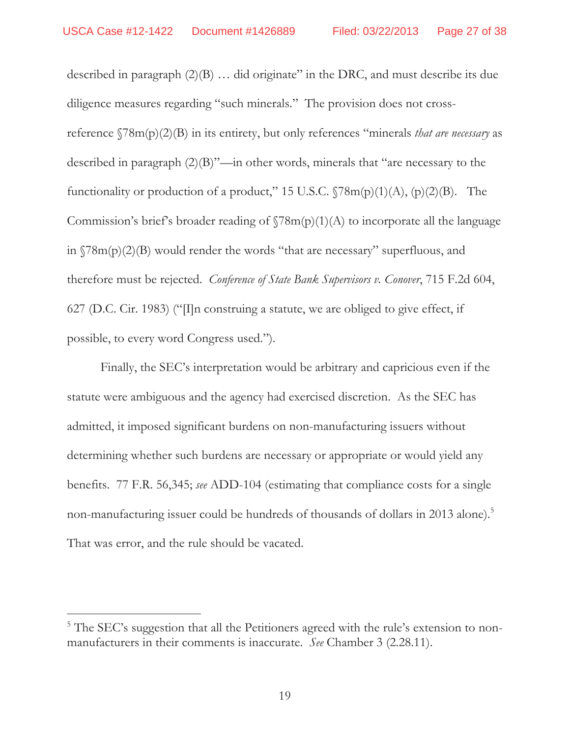described in paragraph (2)(B) … did originate" in the DRC, and must describe its due diligence measures regarding "such minerals." The provision does not cross-reference §78m(p)(2)(B) in its entirety, but only references "minerals *that are necessary* as described in paragraph (2)(B)"—in other words, minerals that "are necessary to the functionality or production of a product," 15 U.S.C. §78m(p)(1)(A), (p)(2)(B). The Commission's brief's broader reading of §78m(p)(1)(A) to incorporate all the language in §78m(p)(2)(B) would render the words "that are necessary" superfluous, and therefore must be rejected. *Conference of State Bank Supervisors v. Conover*, 715 F.2d 604, 627 (D.C. Cir. 1983) ("[I]n construing a statute, we are obliged to give effect, if possible, to every word Congress used.").

Finally, the SEC's interpretation would be arbitrary and capricious even if the statute were ambiguous and the agency had exercised discretion. As the SEC has admitted, it imposed significant burdens on non-manufacturing issuers without determining whether such burdens are necessary or appropriate or would yield any benefits. 77 F.R. 56,345; *see* ADD-104 (estimating that compliance costs for a single non-manufacturing issuer could be hundreds of thousands of dollars in 2013 alone).[5] That was error, and the rule should be vacated.

---

[5] The SEC's suggestion that all the Petitioners agreed with the rule's extension to non-manufacturers in their comments is inaccurate. *See* Chamber 3 (2.28.11).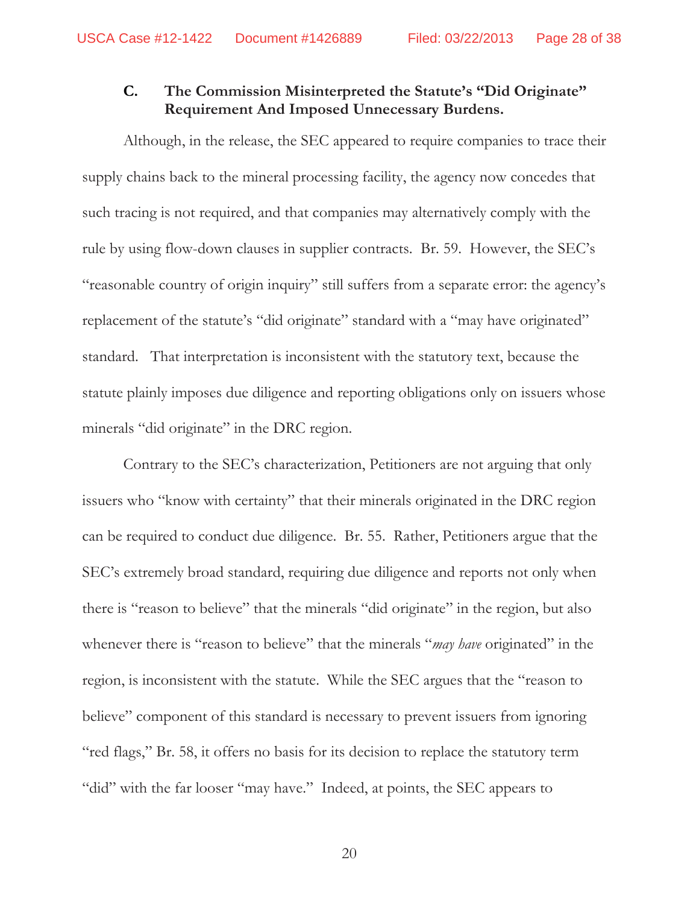### C. The Commission Misinterpreted the Statute's "Did Originate" Requirement And Imposed Unnecessary Burdens.

Although, in the release, the SEC appeared to require companies to trace their supply chains back to the mineral processing facility, the agency now concedes that such tracing is not required, and that companies may alternatively comply with the rule by using flow-down clauses in supplier contracts. Br. 59. However, the SEC's "reasonable country of origin inquiry" still suffers from a separate error: the agency's replacement of the statute's "did originate" standard with a "may have originated" standard. That interpretation is inconsistent with the statutory text, because the statute plainly imposes due diligence and reporting obligations only on issuers whose minerals "did originate" in the DRC region.

Contrary to the SEC's characterization, Petitioners are not arguing that only issuers who "know with certainty" that their minerals originated in the DRC region can be required to conduct due diligence. Br. 55. Rather, Petitioners argue that the SEC's extremely broad standard, requiring due diligence and reports not only when there is "reason to believe" that the minerals "did originate" in the region, but also whenever there is "reason to believe" that the minerals "*may have* originated" in the region, is inconsistent with the statute. While the SEC argues that the "reason to believe" component of this standard is necessary to prevent issuers from ignoring "red flags," Br. 58, it offers no basis for its decision to replace the statutory term "did" with the far looser "may have." Indeed, at points, the SEC appears to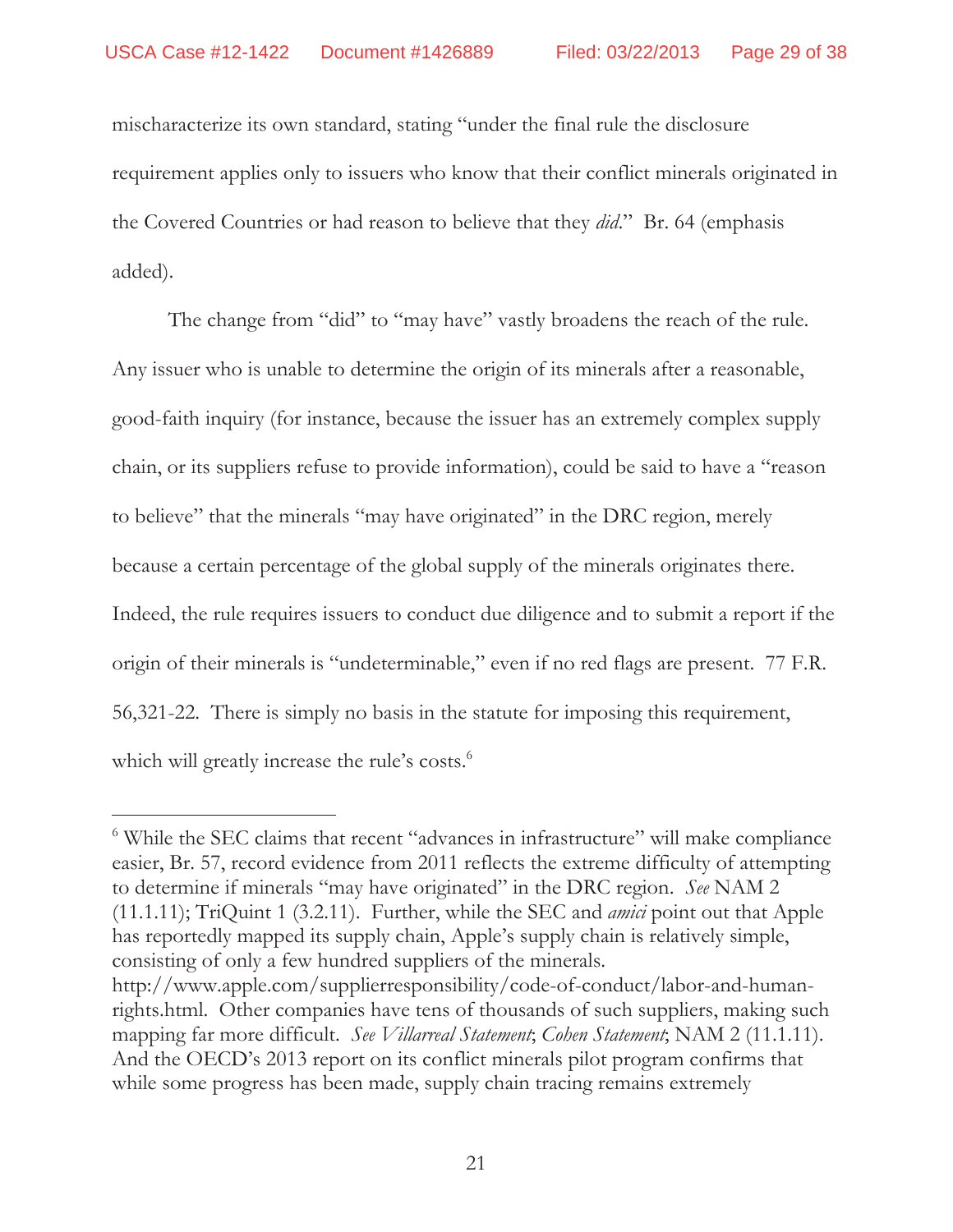mischaracterize its own standard, stating "under the final rule the disclosure requirement applies only to issuers who know that their conflict minerals originated in the Covered Countries or had reason to believe that they *did*." Br. 64 (emphasis added).

The change from "did" to "may have" vastly broadens the reach of the rule. Any issuer who is unable to determine the origin of its minerals after a reasonable, good-faith inquiry (for instance, because the issuer has an extremely complex supply chain, or its suppliers refuse to provide information), could be said to have a "reason to believe" that the minerals "may have originated" in the DRC region, merely because a certain percentage of the global supply of the minerals originates there. Indeed, the rule requires issuers to conduct due diligence and to submit a report if the origin of their minerals is "undeterminable," even if no red flags are present. 77 F.R. 56,321-22. There is simply no basis in the statute for imposing this requirement, which will greatly increase the rule's costs.[6]

---

[6] While the SEC claims that recent "advances in infrastructure" will make compliance easier, Br. 57, record evidence from 2011 reflects the extreme difficulty of attempting to determine if minerals "may have originated" in the DRC region. *See* NAM 2 (11.1.11); TriQuint 1 (3.2.11). Further, while the SEC and *amici* point out that Apple has reportedly mapped its supply chain, Apple's supply chain is relatively simple, consisting of only a few hundred suppliers of the minerals. http://www.apple.com/supplierresponsibility/code-of-conduct/labor-and-human-rights.html. Other companies have tens of thousands of such suppliers, making such mapping far more difficult. *See Villarreal Statement*; *Cohen Statement*; NAM 2 (11.1.11). And the OECD's 2013 report on its conflict minerals pilot program confirms that while some progress has been made, supply chain tracing remains extremely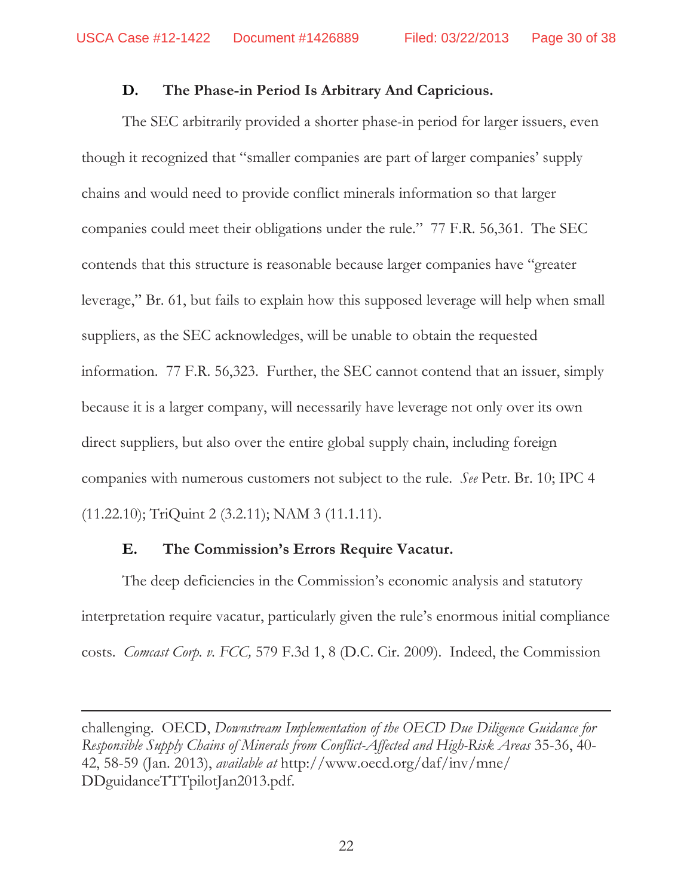### D. The Phase-in Period Is Arbitrary And Capricious.

The SEC arbitrarily provided a shorter phase-in period for larger issuers, even though it recognized that "smaller companies are part of larger companies' supply chains and would need to provide conflict minerals information so that larger companies could meet their obligations under the rule." 77 F.R. 56,361. The SEC contends that this structure is reasonable because larger companies have "greater leverage," Br. 61, but fails to explain how this supposed leverage will help when small suppliers, as the SEC acknowledges, will be unable to obtain the requested information. 77 F.R. 56,323. Further, the SEC cannot contend that an issuer, simply because it is a larger company, will necessarily have leverage not only over its own direct suppliers, but also over the entire global supply chain, including foreign companies with numerous customers not subject to the rule. *See* Petr. Br. 10; IPC 4 (11.22.10); TriQuint 2 (3.2.11); NAM 3 (11.1.11).

### E. The Commission's Errors Require Vacatur.

The deep deficiencies in the Commission's economic analysis and statutory interpretation require vacatur, particularly given the rule's enormous initial compliance costs. *Comcast Corp. v. FCC,* 579 F.3d 1, 8 (D.C. Cir. 2009). Indeed, the Commission

---

challenging. OECD, *Downstream Implementation of the OECD Due Diligence Guidance for Responsible Supply Chains of Minerals from Conflict-Affected and High-Risk Areas* 35-36, 40-42, 58-59 (Jan. 2013), *available at* http://www.oecd.org/daf/inv/mne/DDguidanceTTTpilotJan2013.pdf.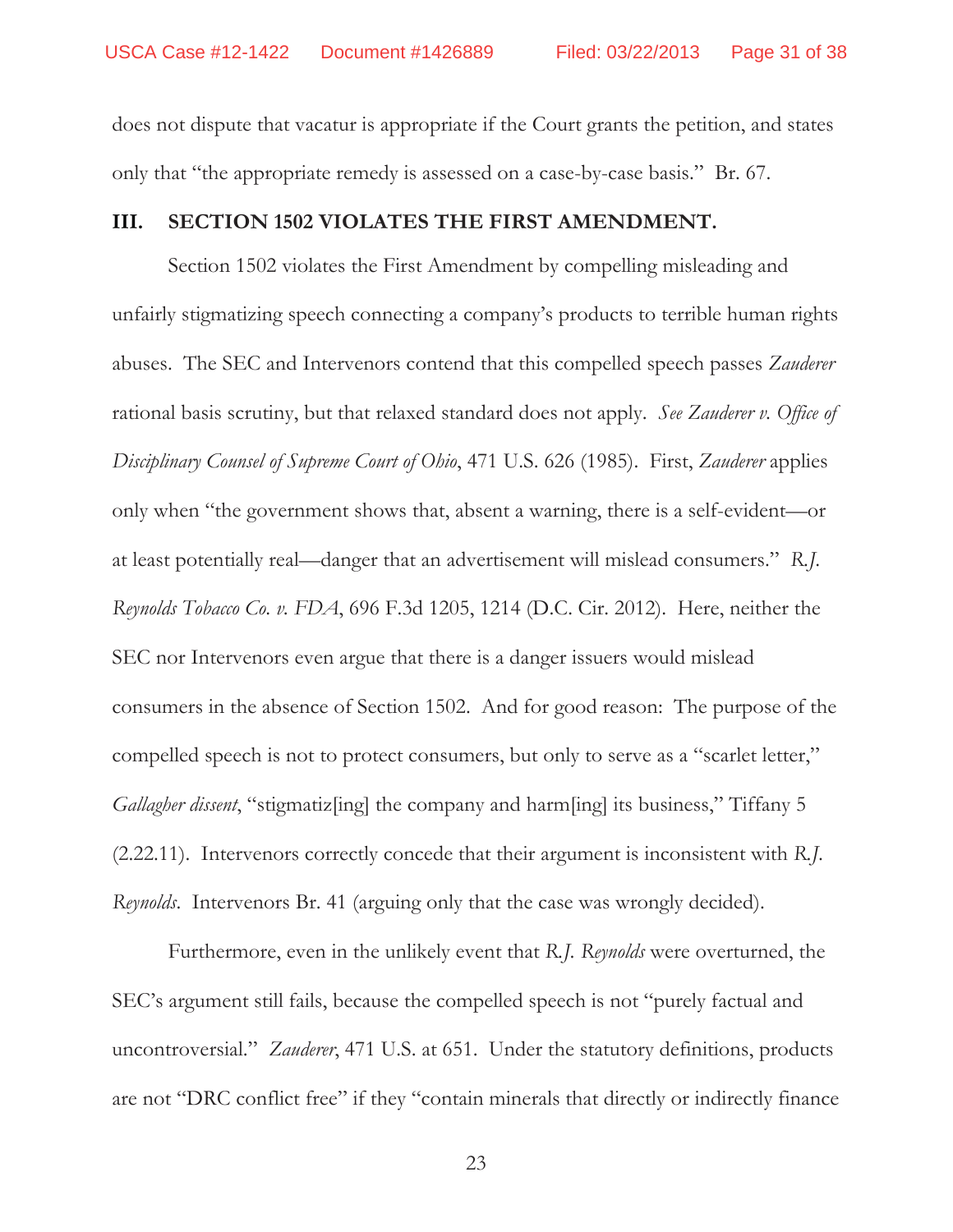does not dispute that vacatur is appropriate if the Court grants the petition, and states only that "the appropriate remedy is assessed on a case-by-case basis." Br. 67.

## III. SECTION 1502 VIOLATES THE FIRST AMENDMENT.

Section 1502 violates the First Amendment by compelling misleading and unfairly stigmatizing speech connecting a company's products to terrible human rights abuses. The SEC and Intervenors contend that this compelled speech passes *Zauderer* rational basis scrutiny, but that relaxed standard does not apply. *See Zauderer v. Office of Disciplinary Counsel of Supreme Court of Ohio*, 471 U.S. 626 (1985). First, *Zauderer* applies only when "the government shows that, absent a warning, there is a self-evident—or at least potentially real—danger that an advertisement will mislead consumers." *R.J. Reynolds Tobacco Co. v. FDA*, 696 F.3d 1205, 1214 (D.C. Cir. 2012). Here, neither the SEC nor Intervenors even argue that there is a danger issuers would mislead consumers in the absence of Section 1502. And for good reason: The purpose of the compelled speech is not to protect consumers, but only to serve as a "scarlet letter," *Gallagher dissent*, "stigmatiz[ing] the company and harm[ing] its business," Tiffany 5 (2.22.11). Intervenors correctly concede that their argument is inconsistent with *R.J. Reynolds*. Intervenors Br. 41 (arguing only that the case was wrongly decided).

Furthermore, even in the unlikely event that *R.J. Reynolds* were overturned, the SEC's argument still fails, because the compelled speech is not "purely factual and uncontroversial." *Zauderer*, 471 U.S. at 651. Under the statutory definitions, products are not "DRC conflict free" if they "contain minerals that directly or indirectly finance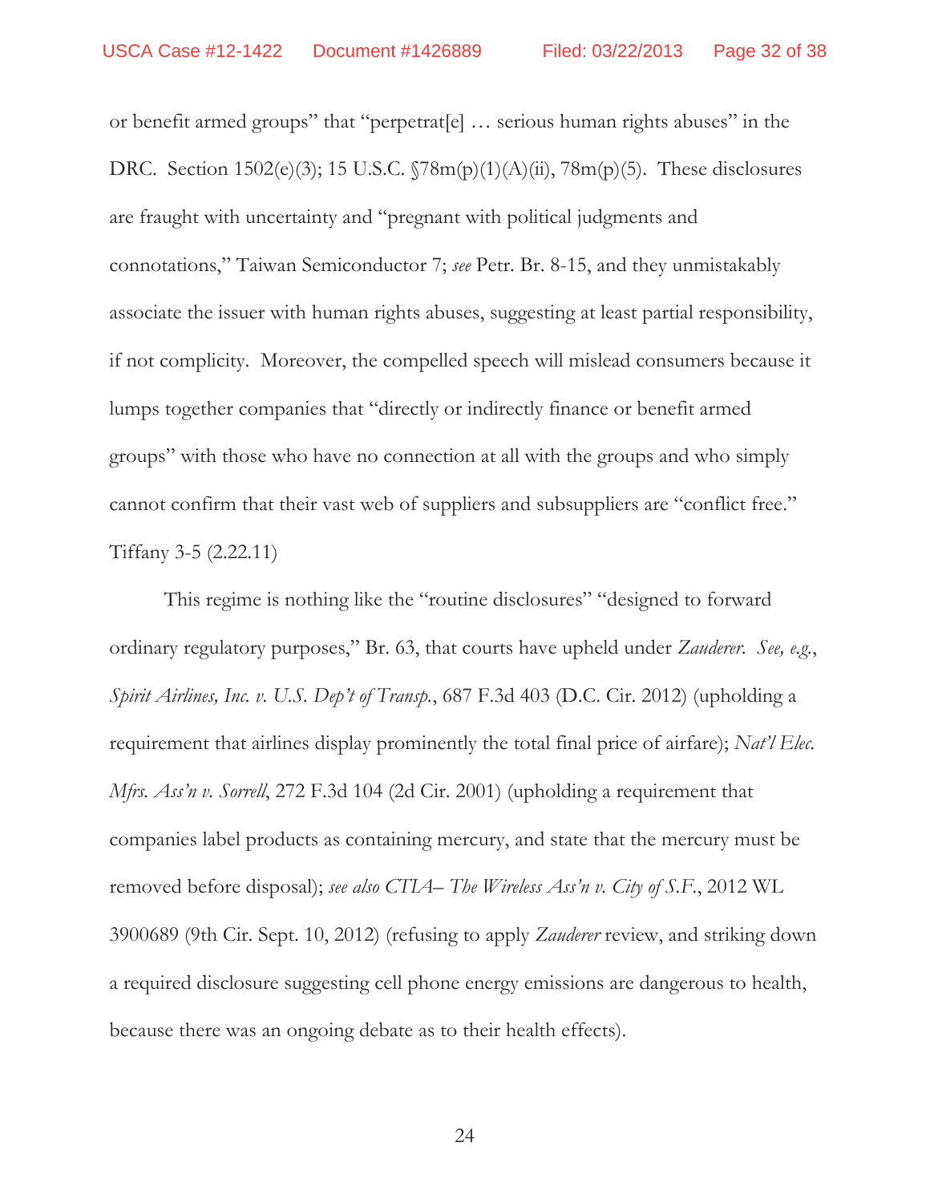or benefit armed groups" that "perpetrat[e] … serious human rights abuses" in the DRC. Section 1502(e)(3); 15 U.S.C. §78m(p)(1)(A)(ii), 78m(p)(5). These disclosures are fraught with uncertainty and "pregnant with political judgments and connotations," Taiwan Semiconductor 7; *see* Petr. Br. 8-15, and they unmistakably associate the issuer with human rights abuses, suggesting at least partial responsibility, if not complicity. Moreover, the compelled speech will mislead consumers because it lumps together companies that "directly or indirectly finance or benefit armed groups" with those who have no connection at all with the groups and who simply cannot confirm that their vast web of suppliers and subsuppliers are "conflict free." Tiffany 3-5 (2.22.11)

This regime is nothing like the "routine disclosures" "designed to forward ordinary regulatory purposes," Br. 63, that courts have upheld under *Zauderer*. *See, e.g.*, *Spirit Airlines, Inc. v. U.S. Dep't of Transp.*, 687 F.3d 403 (D.C. Cir. 2012) (upholding a requirement that airlines display prominently the total final price of airfare); *Nat'l Elec. Mfrs. Ass'n v. Sorrell*, 272 F.3d 104 (2d Cir. 2001) (upholding a requirement that companies label products as containing mercury, and state that the mercury must be removed before disposal); *see also CTIA– The Wireless Ass'n v. City of S.F.*, 2012 WL 3900689 (9th Cir. Sept. 10, 2012) (refusing to apply *Zauderer* review, and striking down a required disclosure suggesting cell phone energy emissions are dangerous to health, because there was an ongoing debate as to their health effects).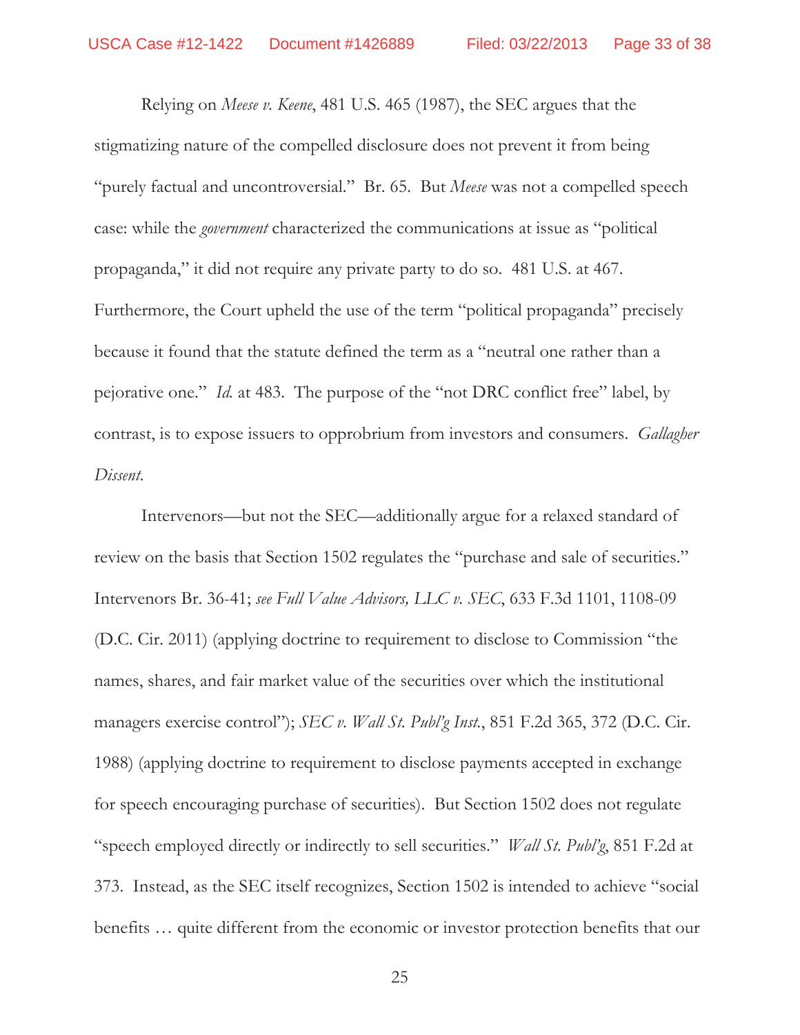Relying on *Meese v. Keene*, 481 U.S. 465 (1987), the SEC argues that the stigmatizing nature of the compelled disclosure does not prevent it from being "purely factual and uncontroversial." Br. 65. But *Meese* was not a compelled speech case: while the *government* characterized the communications at issue as "political propaganda," it did not require any private party to do so. 481 U.S. at 467. Furthermore, the Court upheld the use of the term "political propaganda" precisely because it found that the statute defined the term as a "neutral one rather than a pejorative one." *Id.* at 483. The purpose of the "not DRC conflict free" label, by contrast, is to expose issuers to opprobrium from investors and consumers. *Gallagher Dissent.*

Intervenors—but not the SEC—additionally argue for a relaxed standard of review on the basis that Section 1502 regulates the "purchase and sale of securities." Intervenors Br. 36-41; *see Full Value Advisors, LLC v. SEC*, 633 F.3d 1101, 1108-09 (D.C. Cir. 2011) (applying doctrine to requirement to disclose to Commission "the names, shares, and fair market value of the securities over which the institutional managers exercise control"); *SEC v. Wall St. Publ'g Inst.*, 851 F.2d 365, 372 (D.C. Cir. 1988) (applying doctrine to requirement to disclose payments accepted in exchange for speech encouraging purchase of securities). But Section 1502 does not regulate "speech employed directly or indirectly to sell securities." *Wall St. Publ'g*, 851 F.2d at 373. Instead, as the SEC itself recognizes, Section 1502 is intended to achieve "social benefits … quite different from the economic or investor protection benefits that our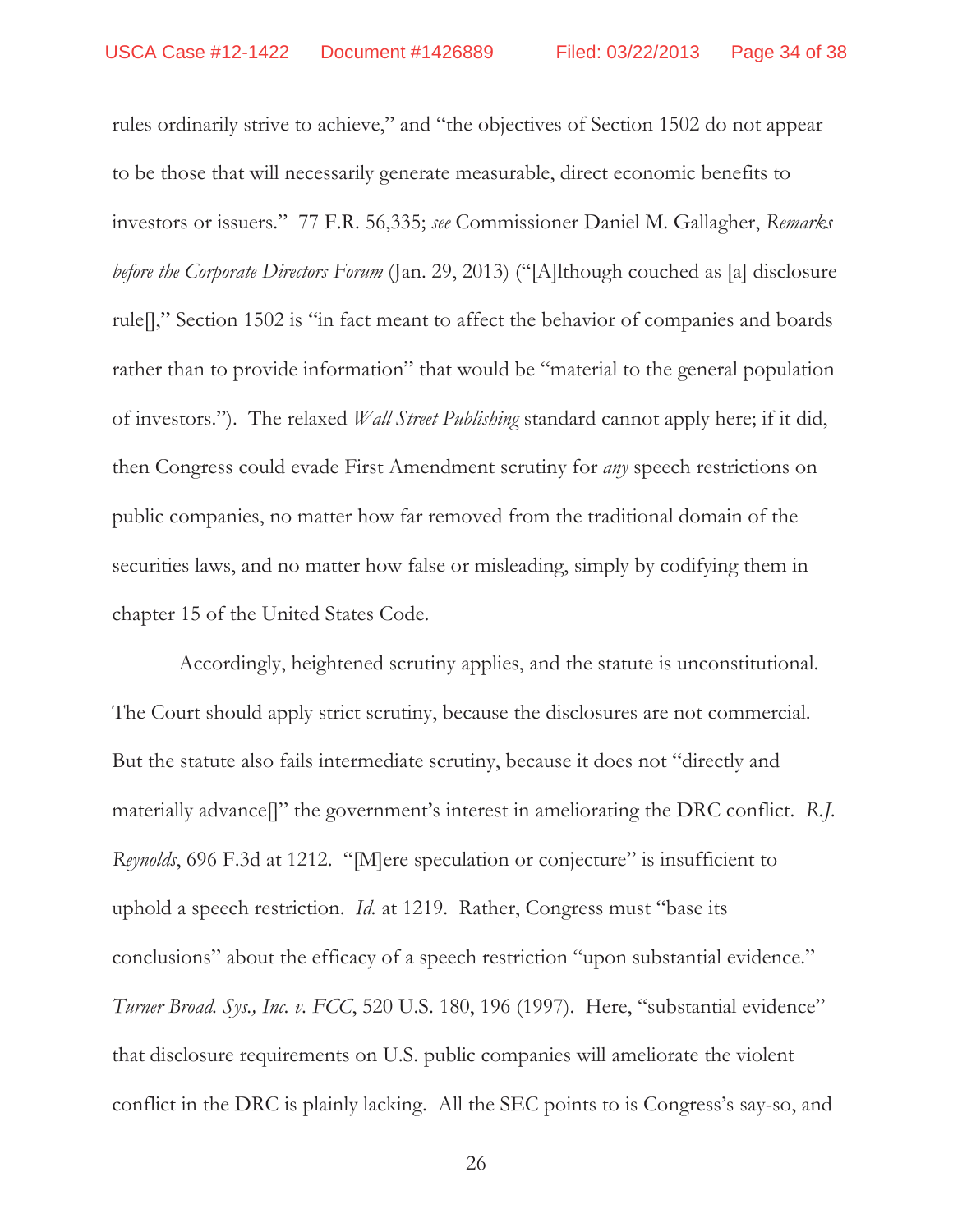rules ordinarily strive to achieve," and "the objectives of Section 1502 do not appear to be those that will necessarily generate measurable, direct economic benefits to investors or issuers." 77 F.R. 56,335; *see* Commissioner Daniel M. Gallagher, *Remarks before the Corporate Directors Forum* (Jan. 29, 2013) ("[A]lthough couched as [a] disclosure rule[]," Section 1502 is "in fact meant to affect the behavior of companies and boards rather than to provide information" that would be "material to the general population of investors."). The relaxed *Wall Street Publishing* standard cannot apply here; if it did, then Congress could evade First Amendment scrutiny for *any* speech restrictions on public companies, no matter how far removed from the traditional domain of the securities laws, and no matter how false or misleading, simply by codifying them in chapter 15 of the United States Code.

Accordingly, heightened scrutiny applies, and the statute is unconstitutional. The Court should apply strict scrutiny, because the disclosures are not commercial. But the statute also fails intermediate scrutiny, because it does not "directly and materially advance[]" the government's interest in ameliorating the DRC conflict. *R.J. Reynolds*, 696 F.3d at 1212. "[M]ere speculation or conjecture" is insufficient to uphold a speech restriction. *Id.* at 1219. Rather, Congress must "base its conclusions" about the efficacy of a speech restriction "upon substantial evidence." *Turner Broad. Sys., Inc. v. FCC*, 520 U.S. 180, 196 (1997). Here, "substantial evidence" that disclosure requirements on U.S. public companies will ameliorate the violent conflict in the DRC is plainly lacking. All the SEC points to is Congress's say-so, and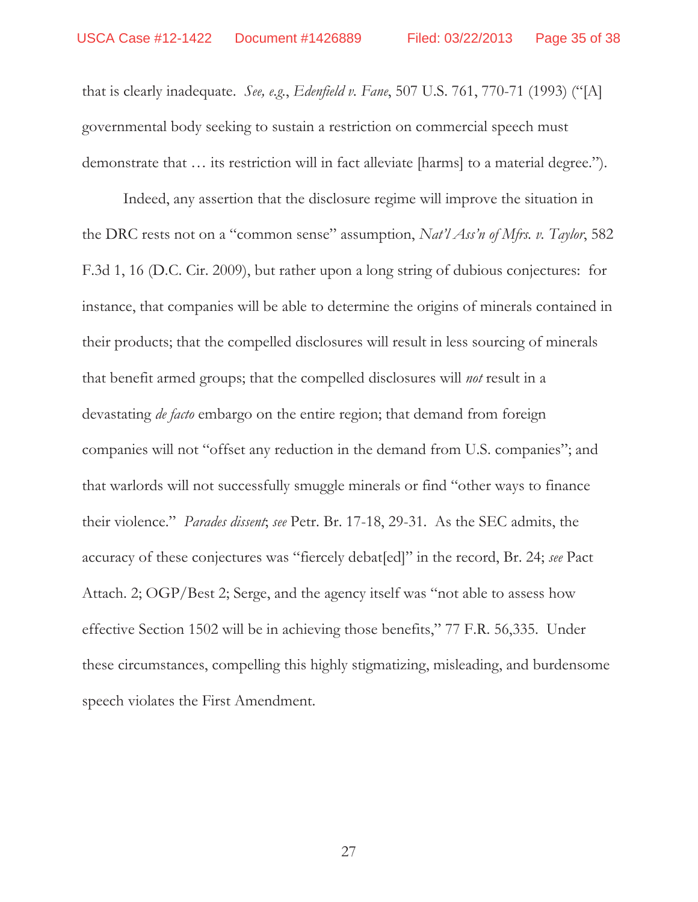that is clearly inadequate. *See, e.g.*, *Edenfield v. Fane*, 507 U.S. 761, 770-71 (1993) ("[A] governmental body seeking to sustain a restriction on commercial speech must demonstrate that … its restriction will in fact alleviate [harms] to a material degree.").

Indeed, any assertion that the disclosure regime will improve the situation in the DRC rests not on a "common sense" assumption, *Nat'l Ass'n of Mfrs. v. Taylor*, 582 F.3d 1, 16 (D.C. Cir. 2009), but rather upon a long string of dubious conjectures: for instance, that companies will be able to determine the origins of minerals contained in their products; that the compelled disclosures will result in less sourcing of minerals that benefit armed groups; that the compelled disclosures will *not* result in a devastating *de facto* embargo on the entire region; that demand from foreign companies will not "offset any reduction in the demand from U.S. companies"; and that warlords will not successfully smuggle minerals or find "other ways to finance their violence." *Parades dissent*; *see* Petr. Br. 17-18, 29-31. As the SEC admits, the accuracy of these conjectures was "fiercely debat[ed]" in the record, Br. 24; *see* Pact Attach. 2; OGP/Best 2; Serge, and the agency itself was "not able to assess how effective Section 1502 will be in achieving those benefits," 77 F.R. 56,335. Under these circumstances, compelling this highly stigmatizing, misleading, and burdensome speech violates the First Amendment.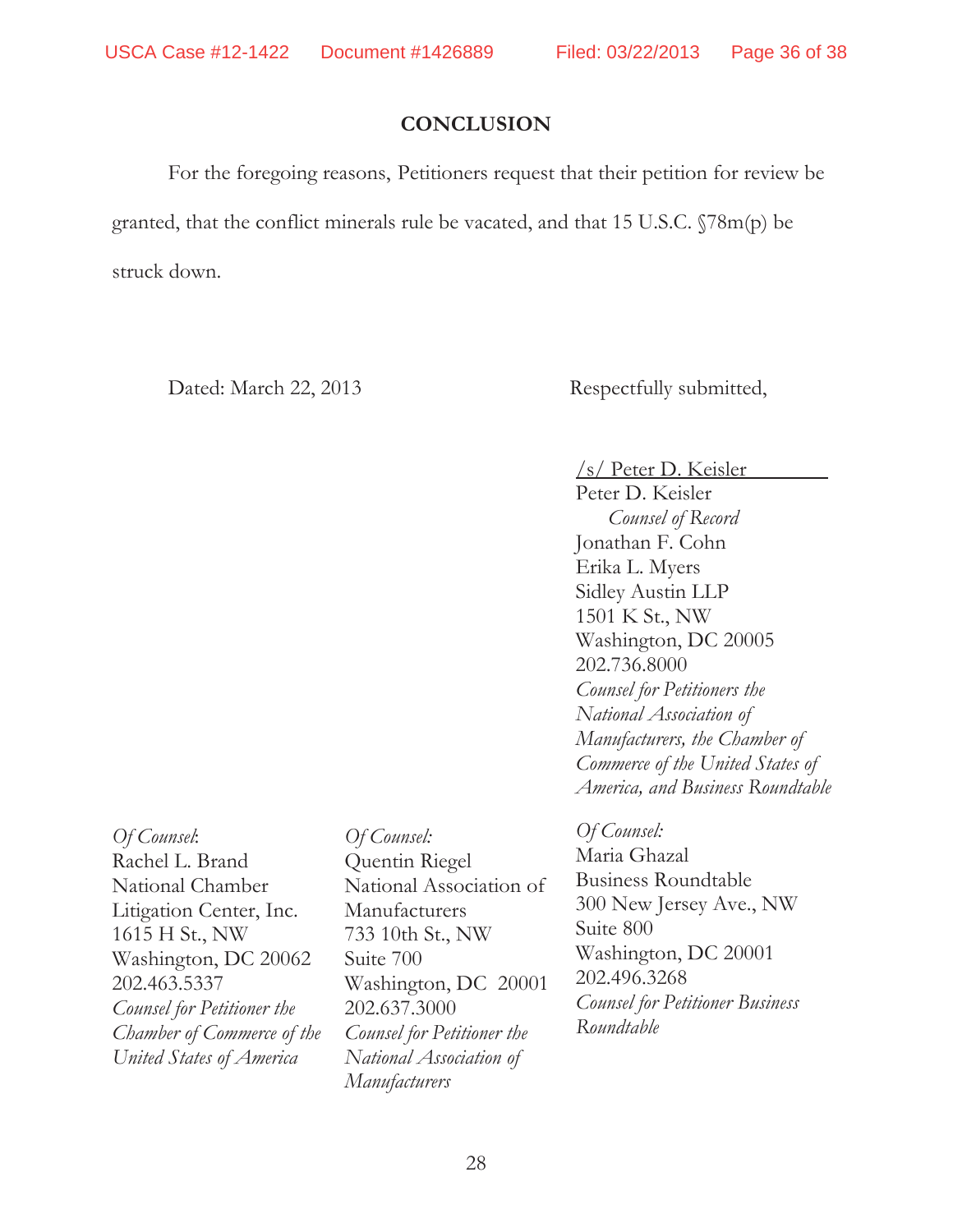## CONCLUSION

For the foregoing reasons, Petitioners request that their petition for review be granted, that the conflict minerals rule be vacated, and that 15 U.S.C. §78m(p) be struck down.

Dated: March 22, 2013

Respectfully submitted,

/s/ Peter D. Keisler

Peter D. Keisler
*Counsel of Record*
Jonathan F. Cohn
Erika L. Myers
Sidley Austin LLP
1501 K St., NW
Washington, DC 20005
202.736.8000
*Counsel for Petitioners the National Association of Manufacturers, the Chamber of Commerce of the United States of America, and Business Roundtable*

*Of Counsel*:
Rachel L. Brand
National Chamber Litigation Center, Inc.
1615 H St., NW
Washington, DC 20062
202.463.5337
*Counsel for Petitioner the Chamber of Commerce of the United States of America*

*Of Counsel:*
Quentin Riegel
National Association of Manufacturers
733 10th St., NW
Suite 700
Washington, DC 20001
202.637.3000
*Counsel for Petitioner the National Association of Manufacturers*

*Of Counsel:*
Maria Ghazal
Business Roundtable
300 New Jersey Ave., NW
Suite 800
Washington, DC 20001
202.496.3268
*Counsel for Petitioner Business Roundtable*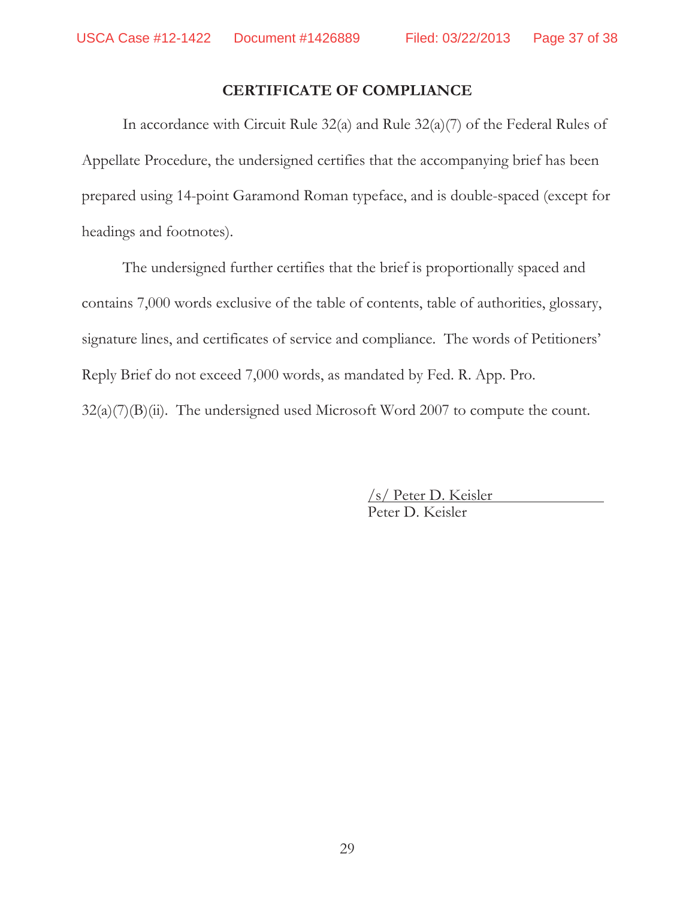## CERTIFICATE OF COMPLIANCE

In accordance with Circuit Rule 32(a) and Rule 32(a)(7) of the Federal Rules of Appellate Procedure, the undersigned certifies that the accompanying brief has been prepared using 14-point Garamond Roman typeface, and is double-spaced (except for headings and footnotes).

The undersigned further certifies that the brief is proportionally spaced and contains 7,000 words exclusive of the table of contents, table of authorities, glossary, signature lines, and certificates of service and compliance. The words of Petitioners' Reply Brief do not exceed 7,000 words, as mandated by Fed. R. App. Pro. 32(a)(7)(B)(ii). The undersigned used Microsoft Word 2007 to compute the count.

/s/ Peter D. Keisler
Peter D. Keisler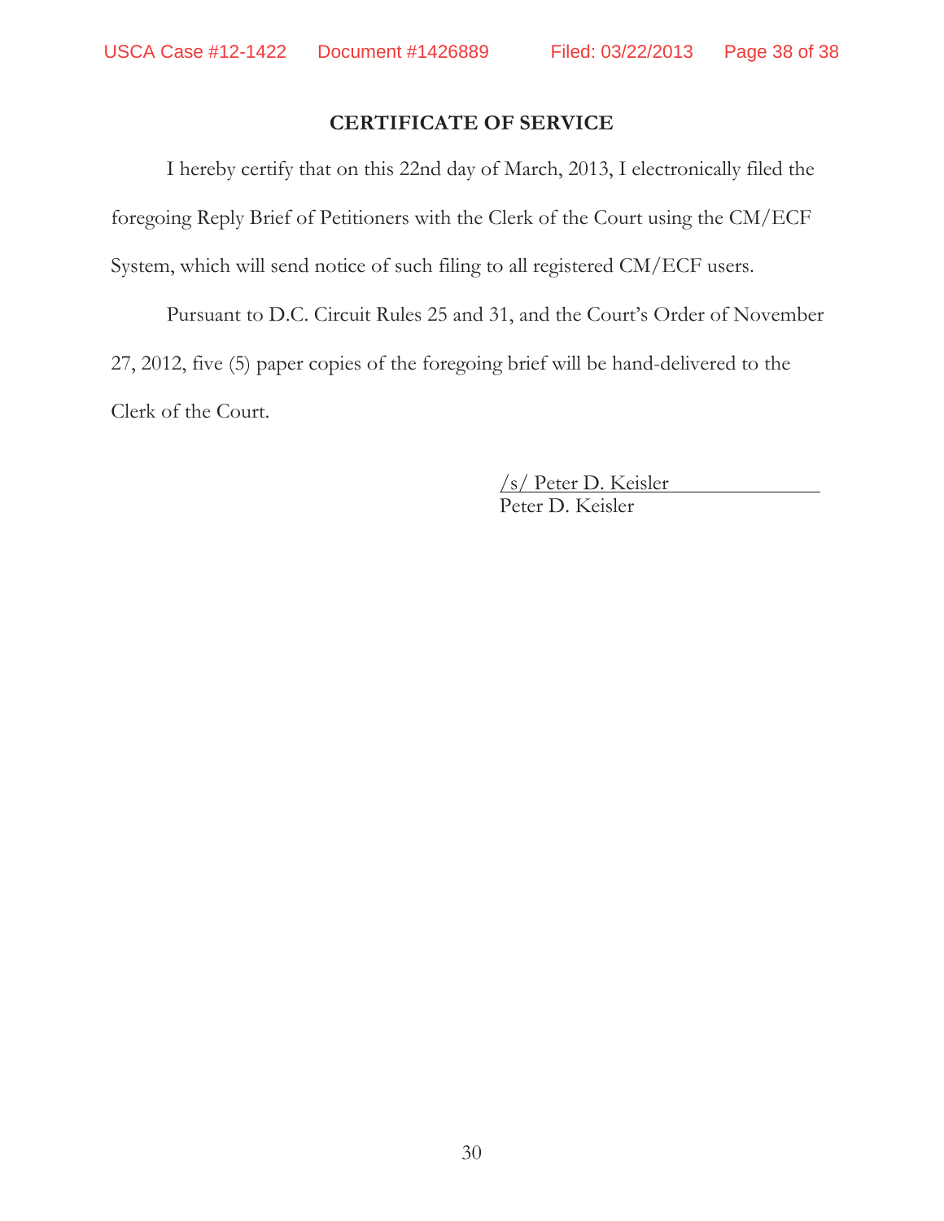## CERTIFICATE OF SERVICE

I hereby certify that on this 22nd day of March, 2013, I electronically filed the foregoing Reply Brief of Petitioners with the Clerk of the Court using the CM/ECF System, which will send notice of such filing to all registered CM/ECF users.

Pursuant to D.C. Circuit Rules 25 and 31, and the Court's Order of November 27, 2012, five (5) paper copies of the foregoing brief will be hand-delivered to the Clerk of the Court.

/s/ Peter D. Keisler
Peter D. Keisler